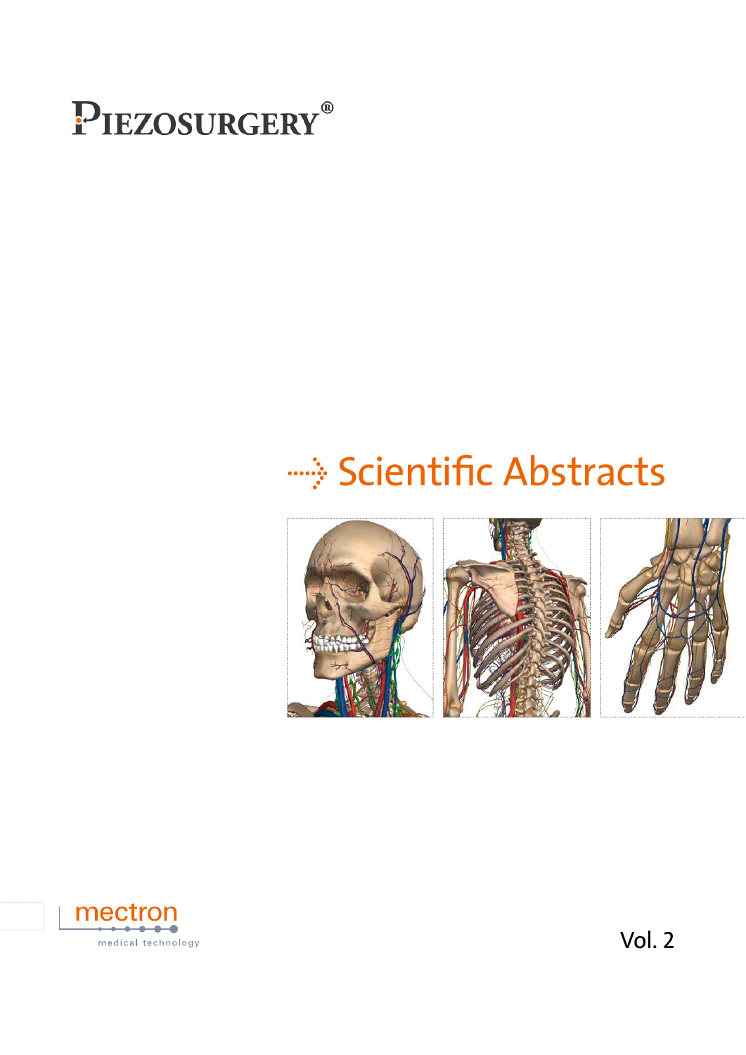# PIEZOSURGERY®

## Scientific Abstracts

mectron

medical technology

Vol. 2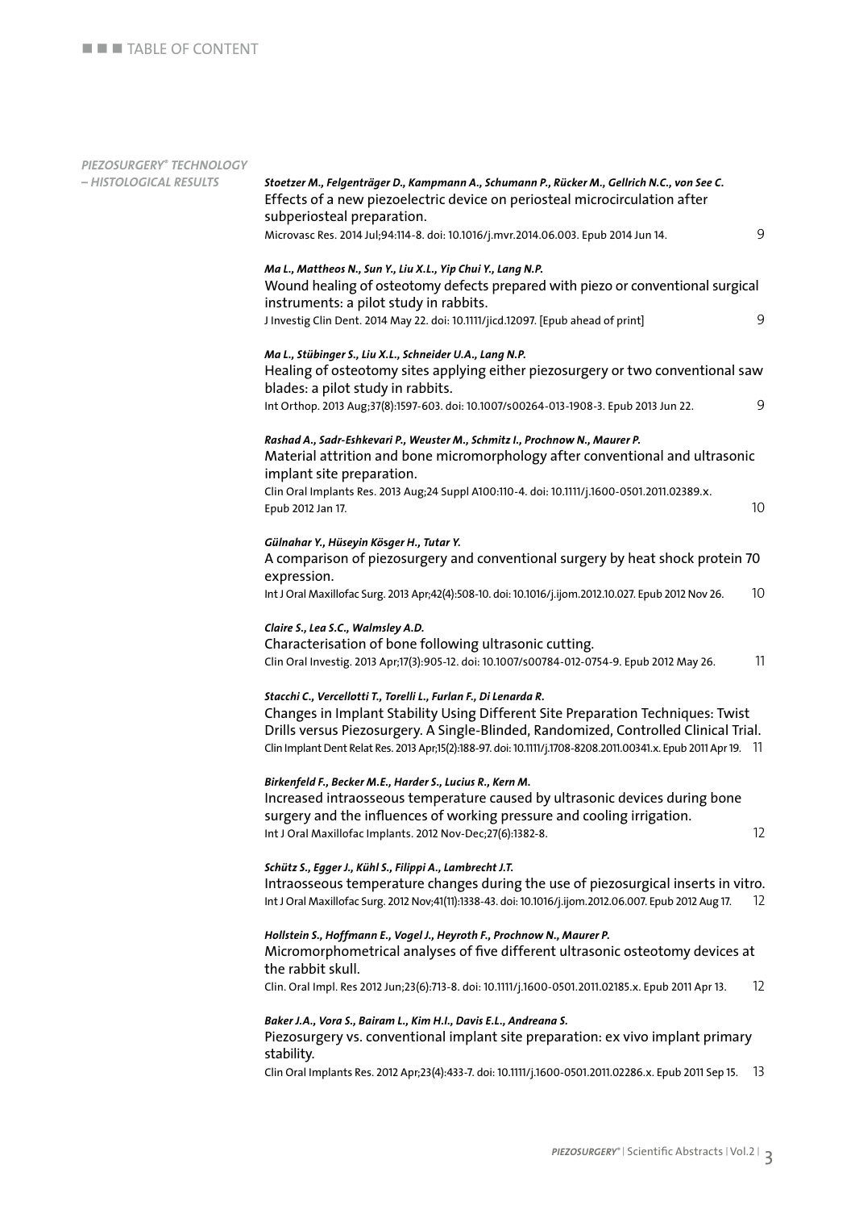# TABLE OF CONTENT

## *PIEZOSURGERY® TECHNOLOGY – HISTOLOGICAL RESULTS*

***Stoetzer M., Felgenträger D., Kampmann A., Schumann P., Rücker M., Gellrich N.C., von See C.***
Effects of a new piezoelectric device on periosteal microcirculation after subperiosteal preparation.
Microvasc Res. 2014 Jul;94:114-8. doi: 10.1016/j.mvr.2014.06.003. Epub 2014 Jun 14. 9

***Ma L., Mattheos N., Sun Y., Liu X.L., Yip Chui Y., Lang N.P.***
Wound healing of osteotomy defects prepared with piezo or conventional surgical instruments: a pilot study in rabbits.
J Investig Clin Dent. 2014 May 22. doi: 10.1111/jicd.12097. [Epub ahead of print] 9

***Ma L., Stübinger S., Liu X.L., Schneider U.A., Lang N.P.***
Healing of osteotomy sites applying either piezosurgery or two conventional saw blades: a pilot study in rabbits.
Int Orthop. 2013 Aug;37(8):1597-603. doi: 10.1007/s00264-013-1908-3. Epub 2013 Jun 22. 9

***Rashad A., Sadr-Eshkevari P., Weuster M., Schmitz I., Prochnow N., Maurer P.***
Material attrition and bone micromorphology after conventional and ultrasonic implant site preparation.
Clin Oral Implants Res. 2013 Aug;24 Suppl A100:110-4. doi: 10.1111/j.1600-0501.2011.02389.x. Epub 2012 Jan 17. 10

***Gülnahar Y., Hüseyin Kösger H., Tutar Y.***
A comparison of piezosurgery and conventional surgery by heat shock protein 70 expression.
Int J Oral Maxillofac Surg. 2013 Apr;42(4):508-10. doi: 10.1016/j.ijom.2012.10.027. Epub 2012 Nov 26. 10

***Claire S., Lea S.C., Walmsley A.D.***
Characterisation of bone following ultrasonic cutting.
Clin Oral Investig. 2013 Apr;17(3):905-12. doi: 10.1007/s00784-012-0754-9. Epub 2012 May 26. 11

***Stacchi C., Vercellotti T., Torelli L., Furlan F., Di Lenarda R.***
Changes in Implant Stability Using Different Site Preparation Techniques: Twist Drills versus Piezosurgery. A Single-Blinded, Randomized, Controlled Clinical Trial.
Clin Implant Dent Relat Res. 2013 Apr;15(2):188-97. doi: 10.1111/j.1708-8208.2011.00341.x. Epub 2011 Apr 19. 11

***Birkenfeld F., Becker M.E., Harder S., Lucius R., Kern M.***
Increased intraosseous temperature caused by ultrasonic devices during bone surgery and the influences of working pressure and cooling irrigation.
Int J Oral Maxillofac Implants. 2012 Nov-Dec;27(6):1382-8. 12

***Schütz S., Egger J., Kühl S., Filippi A., Lambrecht J.T.***
Intraosseous temperature changes during the use of piezosurgical inserts in vitro.
Int J Oral Maxillofac Surg. 2012 Nov;41(11):1338-43. doi: 10.1016/j.ijom.2012.06.007. Epub 2012 Aug 17. 12

***Hollstein S., Hoffmann E., Vogel J., Heyroth F., Prochnow N., Maurer P.***
Micromorphometrical analyses of five different ultrasonic osteotomy devices at the rabbit skull.
Clin. Oral Impl. Res 2012 Jun;23(6):713-8. doi: 10.1111/j.1600-0501.2011.02185.x. Epub 2011 Apr 13. 12

***Baker J.A., Vora S., Bairam L., Kim H.I., Davis E.L., Andreana S.***
Piezosurgery vs. conventional implant site preparation: ex vivo implant primary stability.
Clin Oral Implants Res. 2012 Apr;23(4):433-7. doi: 10.1111/j.1600-0501.2011.02286.x. Epub 2011 Sep 15. 13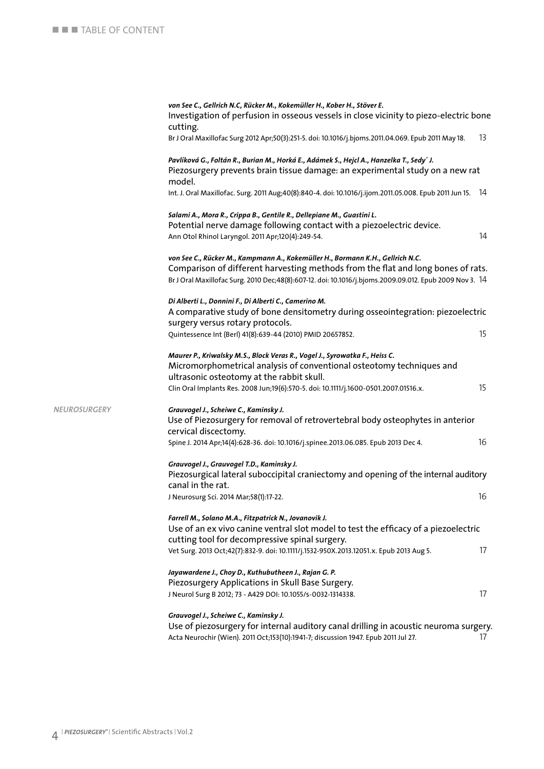*von See C., Gellrich N.C, Rücker M., Kokemüller H., Kober H., Stöver E.*
Investigation of perfusion in osseous vessels in close vicinity to piezo-electric bone cutting.
Br J Oral Maxillofac Surg 2012 Apr;50(3):251-5. doi: 10.1016/j.bjoms.2011.04.069. Epub 2011 May 18. 13

*Pavlíková G., Foltán R., Burian M., Horká E., Adámek S., Hejcl A., Hanzelka T., Sedý J.*
Piezosurgery prevents brain tissue damage: an experimental study on a new rat model.
Int. J. Oral Maxillofac. Surg. 2011 Aug;40(8):840-4. doi: 10.1016/j.ijom.2011.05.008. Epub 2011 Jun 15. 14

*Salami A., Mora R., Crippa B., Gentile R., Dellepiane M., Guastini L.*
Potential nerve damage following contact with a piezoelectric device.
Ann Otol Rhinol Laryngol. 2011 Apr;120(4):249-54. 14

*von See C., Rücker M., Kampmann A., Kokemüller H., Bormann K.H., Gellrich N.C.*
Comparison of different harvesting methods from the flat and long bones of rats.
Br J Oral Maxillofac Surg. 2010 Dec;48(8):607-12. doi: 10.1016/j.bjoms.2009.09.012. Epub 2009 Nov 3. 14

*Di Alberti L., Donnini F., Di Alberti C., Camerino M.*
A comparative study of bone densitometry during osseointegration: piezoelectric surgery versus rotary protocols.
Quintessence Int (Berl) 41(8):639-44 (2010) PMID 20657852. 15

*Maurer P., Kriwalsky M.S., Block Veras R., Vogel J., Syrowatka F., Heiss C.*
Micromorphometrical analysis of conventional osteotomy techniques and ultrasonic osteotomy at the rabbit skull.
Clin Oral Implants Res. 2008 Jun;19(6):570-5. doi: 10.1111/j.1600-0501.2007.01516.x. 15

***NEUROSURGERY***

*Grauvogel J., Scheiwe C., Kaminsky J.*
Use of Piezosurgery for removal of retrovertebral body osteophytes in anterior cervical discectomy.
Spine J. 2014 Apr;14(4):628-36. doi: 10.1016/j.spinee.2013.06.085. Epub 2013 Dec 4. 16

*Grauvogel J., Grauvogel T.D., Kaminsky J.*
Piezosurgical lateral suboccipital craniectomy and opening of the internal auditory canal in the rat.
J Neurosurg Sci. 2014 Mar;58(1):17-22. 16

*Farrell M., Solano M.A., Fitzpatrick N., Jovanovik J.*
Use of an ex vivo canine ventral slot model to test the efficacy of a piezoelectric cutting tool for decompressive spinal surgery.
Vet Surg. 2013 Oct;42(7):832-9. doi: 10.1111/j.1532-950X.2013.12051.x. Epub 2013 Aug 5. 17

*Jayawardene J., Choy D., Kuthubutheen J., Rajan G. P.*
Piezosurgery Applications in Skull Base Surgery.
J Neurol Surg B 2012; 73 - A429 DOI: 10.1055/s-0032-1314338. 17

*Grauvogel J., Scheiwe C., Kaminsky J.*
Use of piezosurgery for internal auditory canal drilling in acoustic neuroma surgery.
Acta Neurochir (Wien). 2011 Oct;153(10):1941-7; discussion 1947. Epub 2011 Jul 27. 17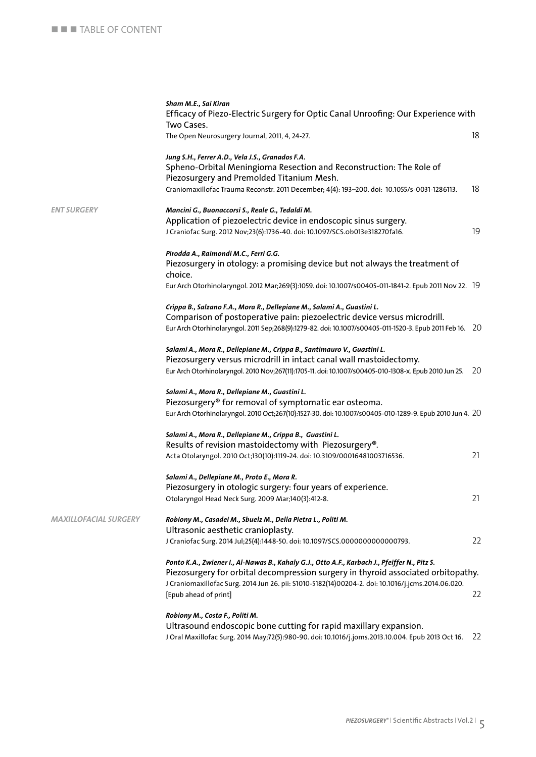*Sham M.E., Sai Kiran*
Efficacy of Piezo-Electric Surgery for Optic Canal Unroofing: Our Experience with Two Cases.
The Open Neurosurgery Journal, 2011, 4, 24-27. 18

*Jung S.H., Ferrer A.D., Vela J.S., Granados F.A.*
Spheno-Orbital Meningioma Resection and Reconstruction: The Role of Piezosurgery and Premolded Titanium Mesh.
Craniomaxillofac Trauma Reconstr. 2011 December; 4(4): 193–200. doi: 10.1055/s-0031-1286113. 18

## *ENT SURGERY*

*Mancini G., Buonaccorsi S., Reale G., Tedaldi M.*
Application of piezoelectric device in endoscopic sinus surgery.
J Craniofac Surg. 2012 Nov;23(6):1736-40. doi: 10.1097/SCS.0b013e318270fa16. 19

*Pirodda A., Raimondi M.C., Ferri G.G.*
Piezosurgery in otology: a promising device but not always the treatment of choice.
Eur Arch Otorhinolaryngol. 2012 Mar;269(3):1059. doi: 10.1007/s00405-011-1841-2. Epub 2011 Nov 22. 19

*Crippa B., Salzano F.A., Mora R., Dellepiane M., Salami A., Guastini L.*
Comparison of postoperative pain: piezoelectric device versus microdrill.
Eur Arch Otorhinolaryngol. 2011 Sep;268(9):1279-82. doi: 10.1007/s00405-011-1520-3. Epub 2011 Feb 16. 20

*Salami A., Mora R., Dellepiane M., Crippa B., Santimauro V., Guastini L.*
Piezosurgery versus microdrill in intact canal wall mastoidectomy.
Eur Arch Otorhinolaryngol. 2010 Nov;267(11):1705-11. doi: 10.1007/s00405-010-1308-x. Epub 2010 Jun 25. 20

*Salami A., Mora R., Dellepiane M., Guastini L.*
Piezosurgery® for removal of symptomatic ear osteoma.
Eur Arch Otorhinolaryngol. 2010 Oct;267(10):1527-30. doi: 10.1007/s00405-010-1289-9. Epub 2010 Jun 4. 20

*Salami A., Mora R., Dellepiane M., Crippa B., Guastini L.*
Results of revision mastoidectomy with Piezosurgery®.
Acta Otolaryngol. 2010 Oct;130(10):1119-24. doi: 10.3109/00016481003716536. 21

*Salami A., Dellepiane M., Proto E., Mora R.*
Piezosurgery in otologic surgery: four years of experience.
Otolaryngol Head Neck Surg. 2009 Mar;140(3):412-8. 21

## *MAXILLOFACIAL SURGERY*

*Robiony M., Casadei M., Sbuelz M., Della Pietra L., Politi M.*
Ultrasonic aesthetic cranioplasty.
J Craniofac Surg. 2014 Jul;25(4):1448-50. doi: 10.1097/SCS.0000000000000793. 22

*Ponto K.A., Zwiener I., Al-Nawas B., Kahaly G.J., Otto A.F., Karbach J., Pfeiffer N., Pitz S.*
Piezosurgery for orbital decompression surgery in thyroid associated orbitopathy.
J Craniomaxillofac Surg. 2014 Jun 26. pii: S1010-5182(14)00204-2. doi: 10.1016/j.jcms.2014.06.020. [Epub ahead of print] 22

*Robiony M., Costa F., Politi M.*
Ultrasound endoscopic bone cutting for rapid maxillary expansion.
J Oral Maxillofac Surg. 2014 May;72(5):980-90. doi: 10.1016/j.joms.2013.10.004. Epub 2013 Oct 16. 22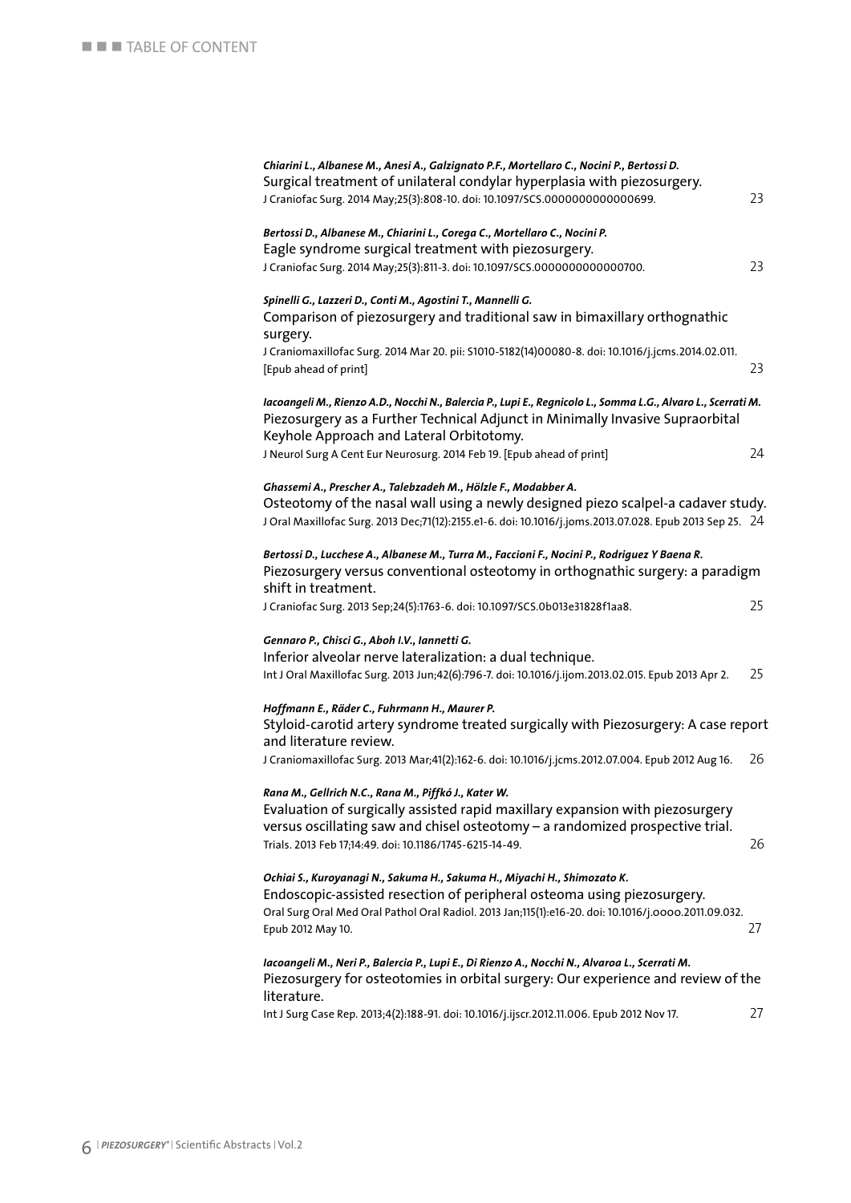*Chiarini L., Albanese M., Anesi A., Galzignato P.F., Mortellaro C., Nocini P., Bertossi D.*
Surgical treatment of unilateral condylar hyperplasia with piezosurgery.
J Craniofac Surg. 2014 May;25(3):808-10. doi: 10.1097/SCS.0000000000000699. 23

*Bertossi D., Albanese M., Chiarini L., Corega C., Mortellaro C., Nocini P.*
Eagle syndrome surgical treatment with piezosurgery.
J Craniofac Surg. 2014 May;25(3):811-3. doi: 10.1097/SCS.0000000000000700. 23

*Spinelli G., Lazzeri D., Conti M., Agostini T., Mannelli G.*
Comparison of piezosurgery and traditional saw in bimaxillary orthognathic surgery.
J Craniomaxillofac Surg. 2014 Mar 20. pii: S1010-5182(14)00080-8. doi: 10.1016/j.jcms.2014.02.011. [Epub ahead of print] 23

*Iacoangeli M., Rienzo A.D., Nocchi N., Balercia P., Lupi E., Regnicolo L., Somma L.G., Alvaro L., Scerrati M.*
Piezosurgery as a Further Technical Adjunct in Minimally Invasive Supraorbital Keyhole Approach and Lateral Orbitotomy.
J Neurol Surg A Cent Eur Neurosurg. 2014 Feb 19. [Epub ahead of print] 24

*Ghassemi A., Prescher A., Talebzadeh M., Hölzle F., Modabber A.*
Osteotomy of the nasal wall using a newly designed piezo scalpel-a cadaver study.
J Oral Maxillofac Surg. 2013 Dec;71(12):2155.e1-6. doi: 10.1016/j.joms.2013.07.028. Epub 2013 Sep 25. 24

*Bertossi D., Lucchese A., Albanese M., Turra M., Faccioni F., Nocini P., Rodriguez Y Baena R.*
Piezosurgery versus conventional osteotomy in orthognathic surgery: a paradigm shift in treatment.
J Craniofac Surg. 2013 Sep;24(5):1763-6. doi: 10.1097/SCS.0b013e31828f1aa8. 25

*Gennaro P., Chisci G., Aboh I.V., Iannetti G.*
Inferior alveolar nerve lateralization: a dual technique.
Int J Oral Maxillofac Surg. 2013 Jun;42(6):796-7. doi: 10.1016/j.ijom.2013.02.015. Epub 2013 Apr 2. 25

*Hoffmann E., Räder C., Fuhrmann H., Maurer P.*
Styloid-carotid artery syndrome treated surgically with Piezosurgery: A case report and literature review.
J Craniomaxillofac Surg. 2013 Mar;41(2):162-6. doi: 10.1016/j.jcms.2012.07.004. Epub 2012 Aug 16. 26

*Rana M., Gellrich N.C., Rana M., Piffkó J., Kater W.*
Evaluation of surgically assisted rapid maxillary expansion with piezosurgery versus oscillating saw and chisel osteotomy – a randomized prospective trial.
Trials. 2013 Feb 17;14:49. doi: 10.1186/1745-6215-14-49. 26

*Ochiai S., Kuroyanagi N., Sakuma H., Sakuma H., Miyachi H., Shimozato K.*
Endoscopic-assisted resection of peripheral osteoma using piezosurgery.
Oral Surg Oral Med Oral Pathol Oral Radiol. 2013 Jan;115(1):e16-20. doi: 10.1016/j.oooo.2011.09.032. Epub 2012 May 10. 27

*Iacoangeli M., Neri P., Balercia P., Lupi E., Di Rienzo A., Nocchi N., Alvaroa L., Scerrati M.*
Piezosurgery for osteotomies in orbital surgery: Our experience and review of the literature.
Int J Surg Case Rep. 2013;4(2):188-91. doi: 10.1016/j.ijscr.2012.11.006. Epub 2012 Nov 17. 27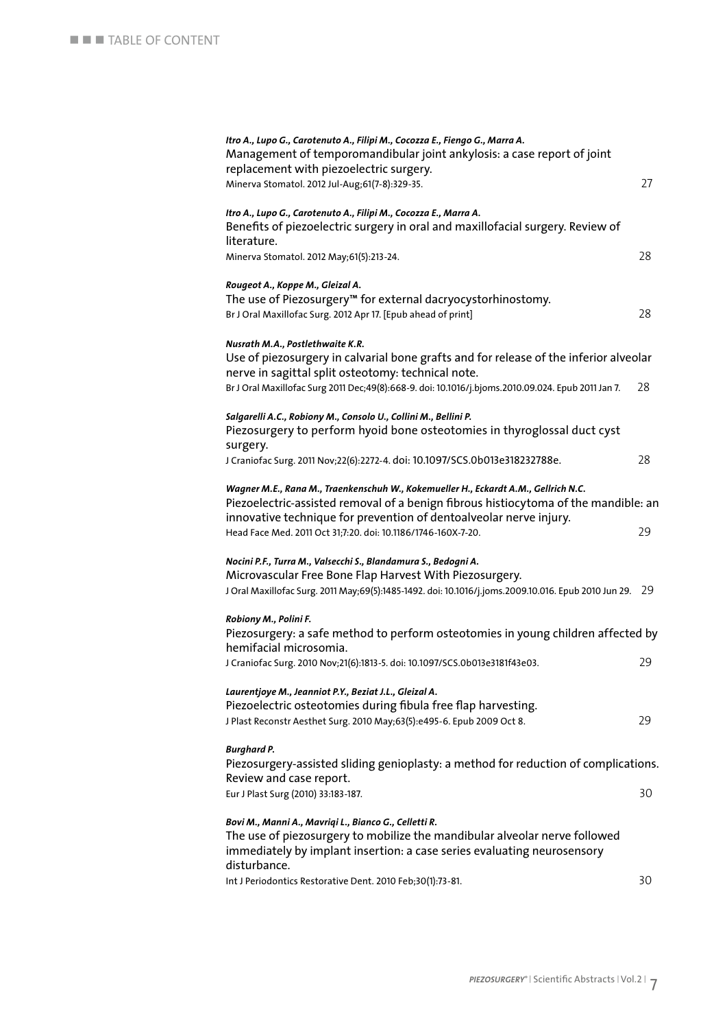*Itro A., Lupo G., Carotenuto A., Filipi M., Cocozza E., Fiengo G., Marra A.*
Management of temporomandibular joint ankylosis: a case report of joint replacement with piezoelectric surgery.
Minerva Stomatol. 2012 Jul-Aug;61(7-8):329-35. 27

*Itro A., Lupo G., Carotenuto A., Filipi M., Cocozza E., Marra A.*
Benefits of piezoelectric surgery in oral and maxillofacial surgery. Review of literature.
Minerva Stomatol. 2012 May;61(5):213-24. 28

*Rougeot A., Koppe M., Gleizal A.*
The use of Piezosurgery™ for external dacryocystorhinostomy.
Br J Oral Maxillofac Surg. 2012 Apr 17. [Epub ahead of print] 28

*Nusrath M.A., Postlethwaite K.R.*
Use of piezosurgery in calvarial bone grafts and for release of the inferior alveolar nerve in sagittal split osteotomy: technical note.
Br J Oral Maxillofac Surg 2011 Dec;49(8):668-9. doi: 10.1016/j.bjoms.2010.09.024. Epub 2011 Jan 7. 28

*Salgarelli A.C., Robiony M., Consolo U., Collini M., Bellini P.*
Piezosurgery to perform hyoid bone osteotomies in thyroglossal duct cyst surgery.
J Craniofac Surg. 2011 Nov;22(6):2272-4. doi: 10.1097/SCS.0b013e318232788e. 28

*Wagner M.E., Rana M., Traenkenschuh W., Kokemueller H., Eckardt A.M., Gellrich N.C.*
Piezoelectric-assisted removal of a benign fibrous histiocytoma of the mandible: an innovative technique for prevention of dentoalveolar nerve injury.
Head Face Med. 2011 Oct 31;7:20. doi: 10.1186/1746-160X-7-20. 29

*Nocini P.F., Turra M., Valsecchi S., Blandamura S., Bedogni A.*
Microvascular Free Bone Flap Harvest With Piezosurgery.
J Oral Maxillofac Surg. 2011 May;69(5):1485-1492. doi: 10.1016/j.joms.2009.10.016. Epub 2010 Jun 29. 29

*Robiony M., Polini F.*
Piezosurgery: a safe method to perform osteotomies in young children affected by hemifacial microsomia.
J Craniofac Surg. 2010 Nov;21(6):1813-5. doi: 10.1097/SCS.0b013e3181f43e03. 29

*Laurentjoye M., Jeanniot P.Y., Beziat J.L., Gleizal A.*
Piezoelectric osteotomies during fibula free flap harvesting.
J Plast Reconstr Aesthet Surg. 2010 May;63(5):e495-6. Epub 2009 Oct 8. 29

*Burghard P.*
Piezosurgery-assisted sliding genioplasty: a method for reduction of complications. Review and case report.
Eur J Plast Surg (2010) 33:183-187. 30

*Bovi M., Manni A., Mavriqi L., Bianco G., Celletti R.*
The use of piezosurgery to mobilize the mandibular alveolar nerve followed immediately by implant insertion: a case series evaluating neurosensory disturbance.
Int J Periodontics Restorative Dent. 2010 Feb;30(1):73-81. 30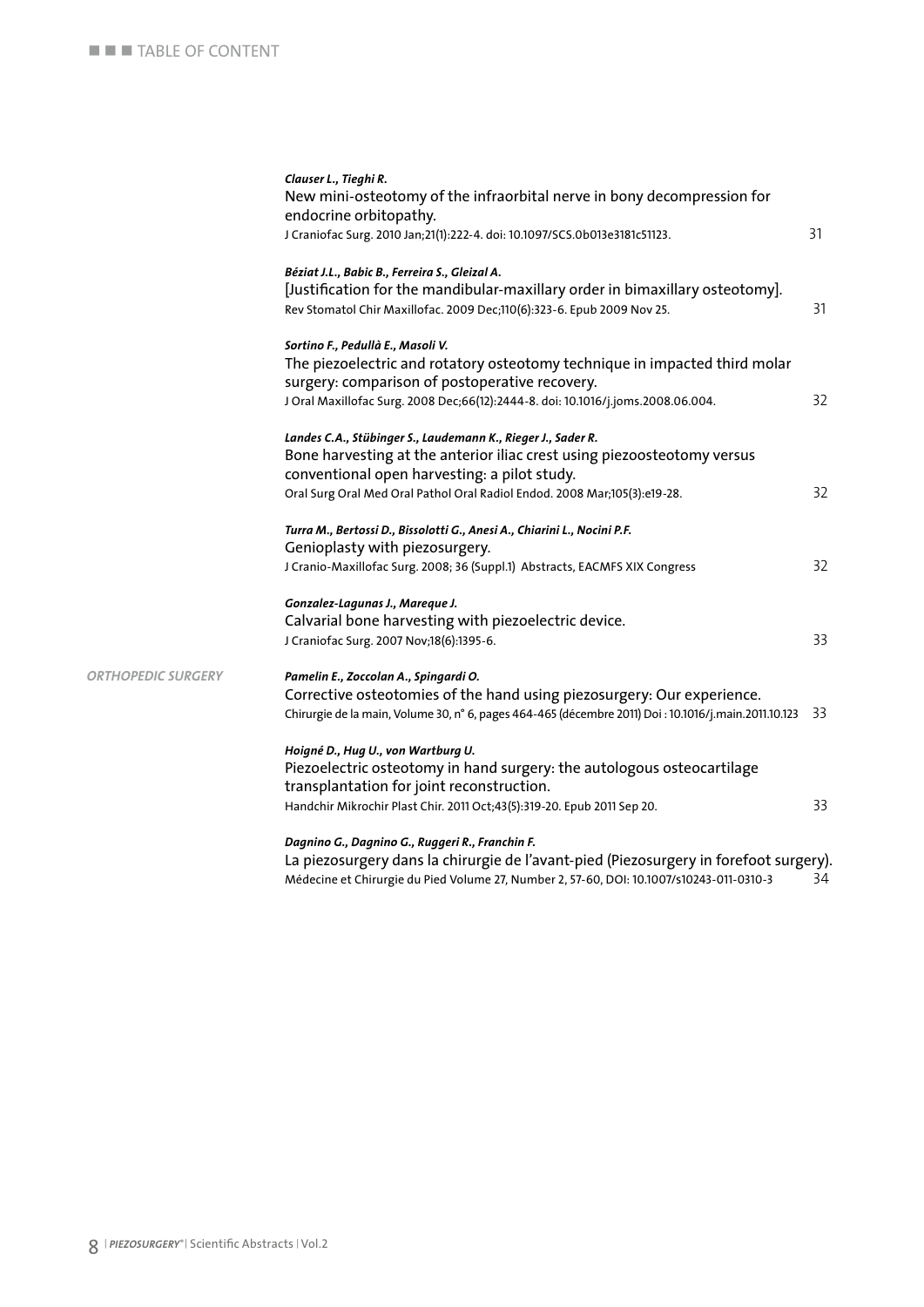TABLE OF CONTENT

***Clauser L., Tieghi R.***
New mini-osteotomy of the infraorbital nerve in bony decompression for endocrine orbitopathy.
J Craniofac Surg. 2010 Jan;21(1):222-4. doi: 10.1097/SCS.0b013e3181c51123. — 31

***Béziat J.L., Babic B., Ferreira S., Gleizal A.***
[Justification for the mandibular-maxillary order in bimaxillary osteotomy].
Rev Stomatol Chir Maxillofac. 2009 Dec;110(6):323-6. Epub 2009 Nov 25. — 31

***Sortino F., Pedullà E., Masoli V.***
The piezoelectric and rotatory osteotomy technique in impacted third molar surgery: comparison of postoperative recovery.
J Oral Maxillofac Surg. 2008 Dec;66(12):2444-8. doi: 10.1016/j.joms.2008.06.004. — 32

***Landes C.A., Stübinger S., Laudemann K., Rieger J., Sader R.***
Bone harvesting at the anterior iliac crest using piezoosteotomy versus conventional open harvesting: a pilot study.
Oral Surg Oral Med Oral Pathol Oral Radiol Endod. 2008 Mar;105(3):e19-28. — 32

***Turra M., Bertossi D., Bissolotti G., Anesi A., Chiarini L., Nocini P.F.***
Genioplasty with piezosurgery.
J Cranio-Maxillofac Surg. 2008; 36 (Suppl.1) Abstracts, EACMFS XIX Congress — 32

***Gonzalez-Lagunas J., Mareque J.***
Calvarial bone harvesting with piezoelectric device.
J Craniofac Surg. 2007 Nov;18(6):1395-6. — 33

## ORTHOPEDIC SURGERY

***Pamelin E., Zoccolan A., Spingardi O.***
Corrective osteotomies of the hand using piezosurgery: Our experience.
Chirurgie de la main, Volume 30, n° 6, pages 464-465 (décembre 2011) Doi : 10.1016/j.main.2011.10.123 — 33

***Hoigné D., Hug U., von Wartburg U.***
Piezoelectric osteotomy in hand surgery: the autologous osteocartilage transplantation for joint reconstruction.
Handchir Mikrochir Plast Chir. 2011 Oct;43(5):319-20. Epub 2011 Sep 20. — 33

***Dagnino G., Dagnino G., Ruggeri R., Franchin F.***
La piezosurgery dans la chirurgie de l'avant-pied (Piezosurgery in forefoot surgery).
Médecine et Chirurgie du Pied Volume 27, Number 2, 57-60, DOI: 10.1007/s10243-011-0310-3 — 34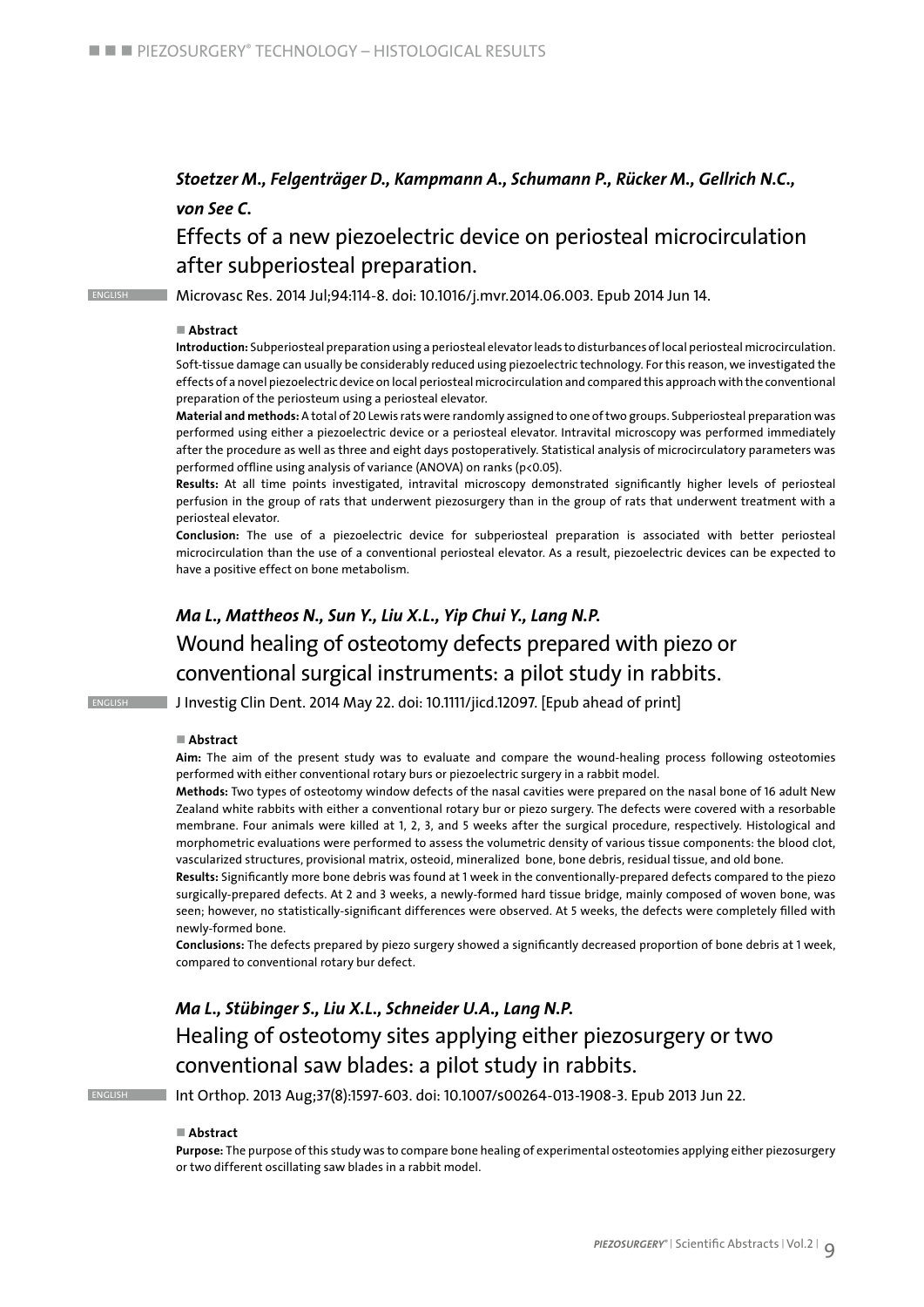*Stoetzer M., Felgenträger D., Kampmann A., Schumann P., Rücker M., Gellrich N.C., von See C.*

## Effects of a new piezoelectric device on periosteal microcirculation after subperiosteal preparation.

ENGLISH

Microvasc Res. 2014 Jul;94:114-8. doi: 10.1016/j.mvr.2014.06.003. Epub 2014 Jun 14.

■ **Abstract**

**Introduction:** Subperiosteal preparation using a periosteal elevator leads to disturbances of local periosteal microcirculation. Soft-tissue damage can usually be considerably reduced using piezoelectric technology. For this reason, we investigated the effects of a novel piezoelectric device on local periosteal microcirculation and compared this approach with the conventional preparation of the periosteum using a periosteal elevator.

**Material and methods:** A total of 20 Lewis rats were randomly assigned to one of two groups. Subperiosteal preparation was performed using either a piezoelectric device or a periosteal elevator. Intravital microscopy was performed immediately after the procedure as well as three and eight days postoperatively. Statistical analysis of microcirculatory parameters was performed offline using analysis of variance (ANOVA) on ranks ($p<0.05$).

**Results:** At all time points investigated, intravital microscopy demonstrated significantly higher levels of periosteal perfusion in the group of rats that underwent piezosurgery than in the group of rats that underwent treatment with a periosteal elevator.

**Conclusion:** The use of a piezoelectric device for subperiosteal preparation is associated with better periosteal microcirculation than the use of a conventional periosteal elevator. As a result, piezoelectric devices can be expected to have a positive effect on bone metabolism.

*Ma L., Mattheos N., Sun Y., Liu X.L., Yip Chui Y., Lang N.P.*

## Wound healing of osteotomy defects prepared with piezo or conventional surgical instruments: a pilot study in rabbits.

ENGLISH

J Investig Clin Dent. 2014 May 22. doi: 10.1111/jicd.12097. [Epub ahead of print]

■ **Abstract**

**Aim:** The aim of the present study was to evaluate and compare the wound-healing process following osteotomies performed with either conventional rotary burs or piezoelectric surgery in a rabbit model.

**Methods:** Two types of osteotomy window defects of the nasal cavities were prepared on the nasal bone of 16 adult New Zealand white rabbits with either a conventional rotary bur or piezo surgery. The defects were covered with a resorbable membrane. Four animals were killed at 1, 2, 3, and 5 weeks after the surgical procedure, respectively. Histological and morphometric evaluations were performed to assess the volumetric density of various tissue components: the blood clot, vascularized structures, provisional matrix, osteoid, mineralized bone, bone debris, residual tissue, and old bone.

**Results:** Significantly more bone debris was found at 1 week in the conventionally-prepared defects compared to the piezo surgically-prepared defects. At 2 and 3 weeks, a newly-formed hard tissue bridge, mainly composed of woven bone, was seen; however, no statistically-significant differences were observed. At 5 weeks, the defects were completely filled with newly-formed bone.

**Conclusions:** The defects prepared by piezo surgery showed a significantly decreased proportion of bone debris at 1 week, compared to conventional rotary bur defect.

*Ma L., Stübinger S., Liu X.L., Schneider U.A., Lang N.P.*

## Healing of osteotomy sites applying either piezosurgery or two conventional saw blades: a pilot study in rabbits.

ENGLISH

Int Orthop. 2013 Aug;37(8):1597-603. doi: 10.1007/s00264-013-1908-3. Epub 2013 Jun 22.

■ **Abstract**

**Purpose:** The purpose of this study was to compare bone healing of experimental osteotomies applying either piezosurgery or two different oscillating saw blades in a rabbit model.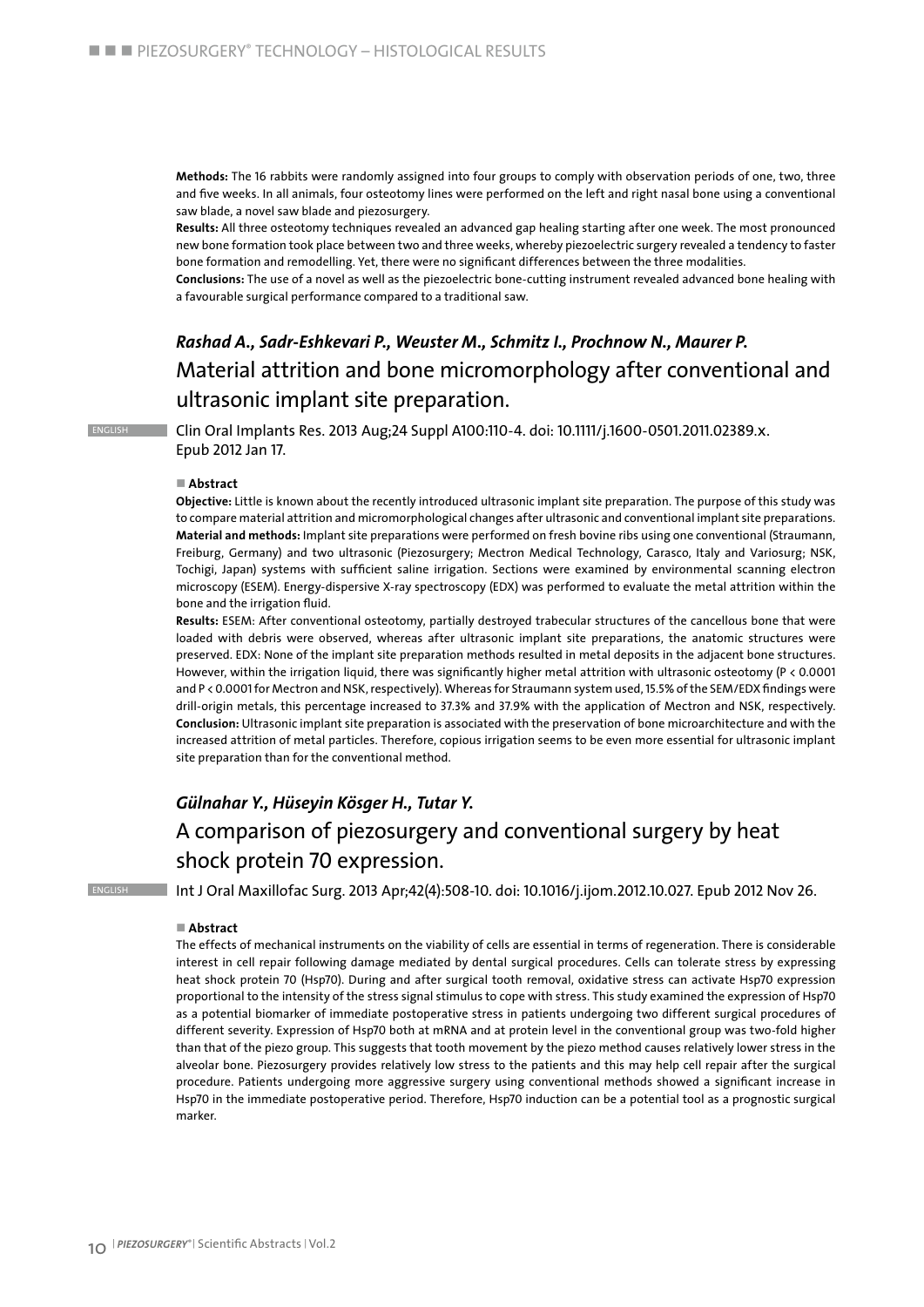**Methods:** The 16 rabbits were randomly assigned into four groups to comply with observation periods of one, two, three and five weeks. In all animals, four osteotomy lines were performed on the left and right nasal bone using a conventional saw blade, a novel saw blade and piezosurgery.
**Results:** All three osteotomy techniques revealed an advanced gap healing starting after one week. The most pronounced new bone formation took place between two and three weeks, whereby piezoelectric surgery revealed a tendency to faster bone formation and remodelling. Yet, there were no significant differences between the three modalities.
**Conclusions:** The use of a novel as well as the piezoelectric bone-cutting instrument revealed advanced bone healing with a favourable surgical performance compared to a traditional saw.

### *Rashad A., Sadr-Eshkevari P., Weuster M., Schmitz I., Prochnow N., Maurer P.*

## Material attrition and bone micromorphology after conventional and ultrasonic implant site preparation.

ENGLISH

Clin Oral Implants Res. 2013 Aug;24 Suppl A100:110-4. doi: 10.1111/j.1600-0501.2011.02389.x. Epub 2012 Jan 17.

■ **Abstract**

**Objective:** Little is known about the recently introduced ultrasonic implant site preparation. The purpose of this study was to compare material attrition and micromorphological changes after ultrasonic and conventional implant site preparations.
**Material and methods:** Implant site preparations were performed on fresh bovine ribs using one conventional (Straumann, Freiburg, Germany) and two ultrasonic (Piezosurgery; Mectron Medical Technology, Carasco, Italy and Variosurg; NSK, Tochigi, Japan) systems with sufficient saline irrigation. Sections were examined by environmental scanning electron microscopy (ESEM). Energy-dispersive X-ray spectroscopy (EDX) was performed to evaluate the metal attrition within the bone and the irrigation fluid.
**Results:** ESEM: After conventional osteotomy, partially destroyed trabecular structures of the cancellous bone that were loaded with debris were observed, whereas after ultrasonic implant site preparations, the anatomic structures were preserved. EDX: None of the implant site preparation methods resulted in metal deposits in the adjacent bone structures. However, within the irrigation liquid, there was significantly higher metal attrition with ultrasonic osteotomy ($P < 0.0001$ and $P < 0.0001$ for Mectron and NSK, respectively). Whereas for Straumann system used, 15.5% of the SEM/EDX findings were drill-origin metals, this percentage increased to 37.3% and 37.9% with the application of Mectron and NSK, respectively.
**Conclusion:** Ultrasonic implant site preparation is associated with the preservation of bone microarchitecture and with the increased attrition of metal particles. Therefore, copious irrigation seems to be even more essential for ultrasonic implant site preparation than for the conventional method.

### *Gülnahar Y., Hüseyin Kösger H., Tutar Y.*

## A comparison of piezosurgery and conventional surgery by heat shock protein 70 expression.

ENGLISH

Int J Oral Maxillofac Surg. 2013 Apr;42(4):508-10. doi: 10.1016/j.ijom.2012.10.027. Epub 2012 Nov 26.

■ **Abstract**

The effects of mechanical instruments on the viability of cells are essential in terms of regeneration. There is considerable interest in cell repair following damage mediated by dental surgical procedures. Cells can tolerate stress by expressing heat shock protein 70 (Hsp70). During and after surgical tooth removal, oxidative stress can activate Hsp70 expression proportional to the intensity of the stress signal stimulus to cope with stress. This study examined the expression of Hsp70 as a potential biomarker of immediate postoperative stress in patients undergoing two different surgical procedures of different severity. Expression of Hsp70 both at mRNA and at protein level in the conventional group was two-fold higher than that of the piezo group. This suggests that tooth movement by the piezo method causes relatively lower stress in the alveolar bone. Piezosurgery provides relatively low stress to the patients and this may help cell repair after the surgical procedure. Patients undergoing more aggressive surgery using conventional methods showed a significant increase in Hsp70 in the immediate postoperative period. Therefore, Hsp70 induction can be a potential tool as a prognostic surgical marker.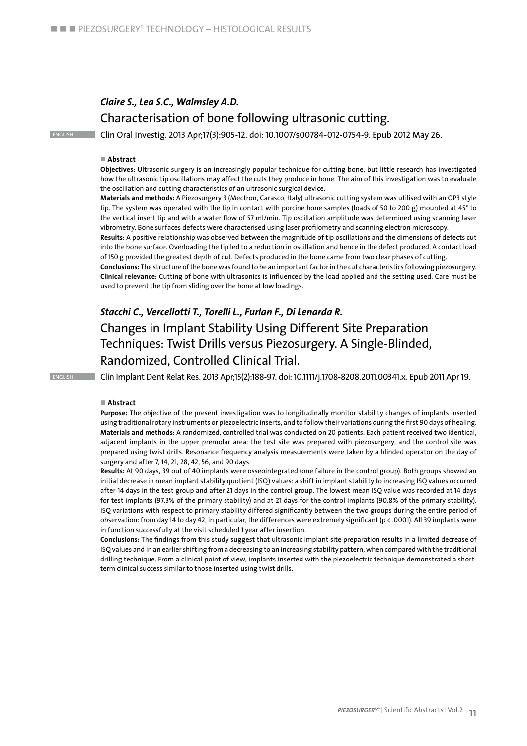### *Claire S., Lea S.C., Walmsley A.D.*

## Characterisation of bone following ultrasonic cutting.

ENGLISH

Clin Oral Investig. 2013 Apr;17(3):905-12. doi: 10.1007/s00784-012-0754-9. Epub 2012 May 26.

■ **Abstract**

**Objectives:** Ultrasonic surgery is an increasingly popular technique for cutting bone, but little research has investigated how the ultrasonic tip oscillations may affect the cuts they produce in bone. The aim of this investigation was to evaluate the oscillation and cutting characteristics of an ultrasonic surgical device.

**Materials and methods:** A Piezosurgery 3 (Mectron, Carasco, Italy) ultrasonic cutting system was utilised with an OP3 style tip. The system was operated with the tip in contact with porcine bone samples (loads of 50 to 200 g) mounted at 45° to the vertical insert tip and with a water flow of 57 ml/min. Tip oscillation amplitude was determined using scanning laser vibrometry. Bone surfaces defects were characterised using laser profilometry and scanning electron microscopy.

**Results:** A positive relationship was observed between the magnitude of tip oscillations and the dimensions of defects cut into the bone surface. Overloading the tip led to a reduction in oscillation and hence in the defect produced. A contact load of 150 g provided the greatest depth of cut. Defects produced in the bone came from two clear phases of cutting.

**Conclusions:** The structure of the bone was found to be an important factor in the cut characteristics following piezosurgery.

**Clinical relevance:** Cutting of bone with ultrasonics is influenced by the load applied and the setting used. Care must be used to prevent the tip from sliding over the bone at low loadings.

### *Stacchi C., Vercellotti T., Torelli L., Furlan F., Di Lenarda R.*

## Changes in Implant Stability Using Different Site Preparation Techniques: Twist Drills versus Piezosurgery. A Single-Blinded, Randomized, Controlled Clinical Trial.

ENGLISH

Clin Implant Dent Relat Res. 2013 Apr;15(2):188-97. doi: 10.1111/j.1708-8208.2011.00341.x. Epub 2011 Apr 19.

■ **Abstract**

**Purpose:** The objective of the present investigation was to longitudinally monitor stability changes of implants inserted using traditional rotary instruments or piezoelectric inserts, and to follow their variations during the first 90 days of healing.

**Materials and methods:** A randomized, controlled trial was conducted on 20 patients. Each patient received two identical, adjacent implants in the upper premolar area: the test site was prepared with piezosurgery, and the control site was prepared using twist drills. Resonance frequency analysis measurements were taken by a blinded operator on the day of surgery and after 7, 14, 21, 28, 42, 56, and 90 days.

**Results:** At 90 days, 39 out of 40 implants were osseointegrated (one failure in the control group). Both groups showed an initial decrease in mean implant stability quotient (ISQ) values: a shift in implant stability to increasing ISQ values occurred after 14 days in the test group and after 21 days in the control group. The lowest mean ISQ value was recorded at 14 days for test implants (97.3% of the primary stability) and at 21 days for the control implants (90.8% of the primary stability). ISQ variations with respect to primary stability differed significantly between the two groups during the entire period of observation: from day 14 to day 42, in particular, the differences were extremely significant ($p < .0001$). All 39 implants were in function successfully at the visit scheduled 1 year after insertion.

**Conclusions:** The findings from this study suggest that ultrasonic implant site preparation results in a limited decrease of ISQ values and in an earlier shifting from a decreasing to an increasing stability pattern, when compared with the traditional drilling technique. From a clinical point of view, implants inserted with the piezoelectric technique demonstrated a short-term clinical success similar to those inserted using twist drills.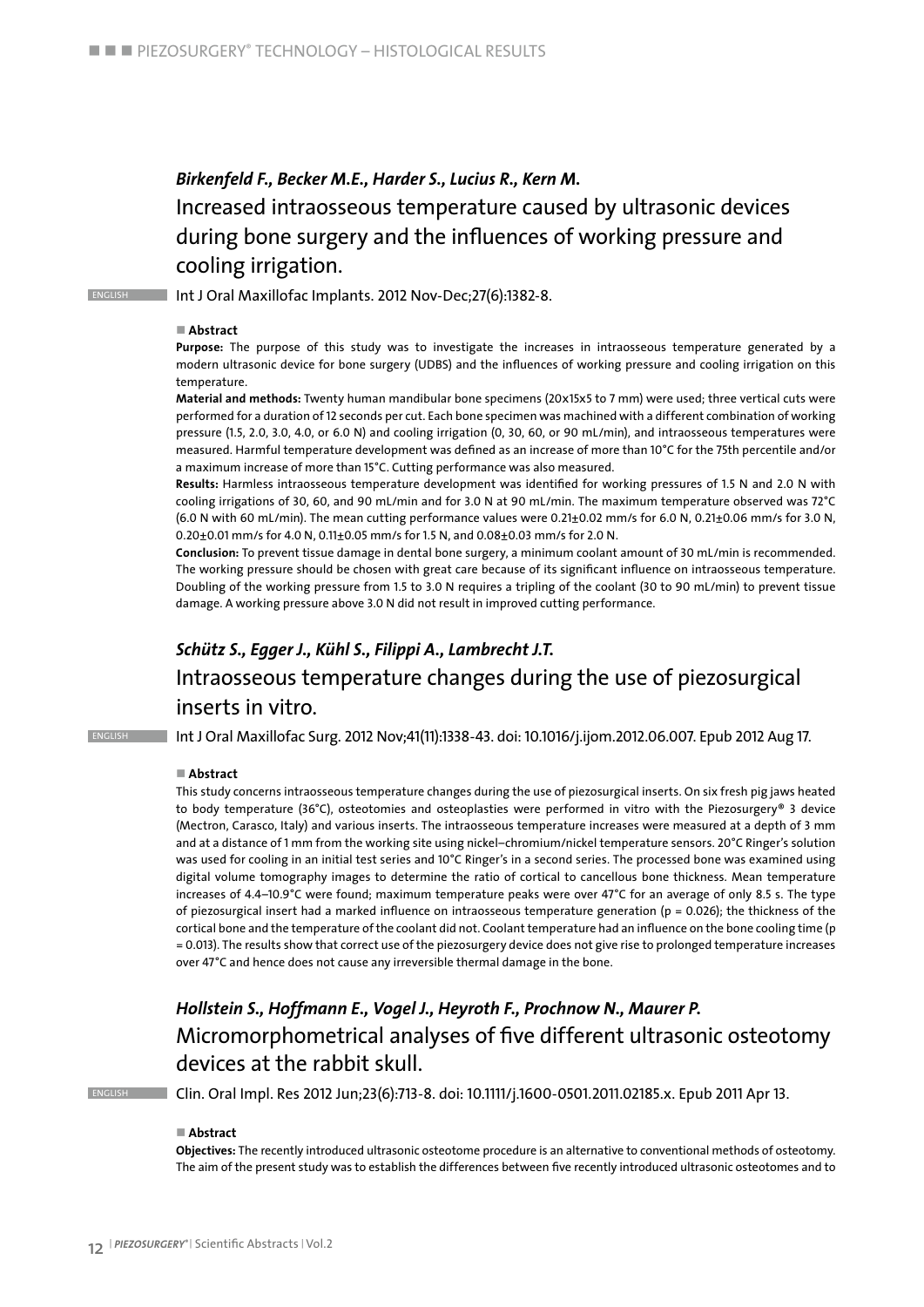*Birkenfeld F., Becker M.E., Harder S., Lucius R., Kern M.*

## Increased intraosseous temperature caused by ultrasonic devices during bone surgery and the influences of working pressure and cooling irrigation.

ENGLISH Int J Oral Maxillofac Implants. 2012 Nov-Dec;27(6):1382-8.

■ **Abstract**

**Purpose:** The purpose of this study was to investigate the increases in intraosseous temperature generated by a modern ultrasonic device for bone surgery (UDBS) and the influences of working pressure and cooling irrigation on this temperature.

**Material and methods:** Twenty human mandibular bone specimens (20x15x5 to 7 mm) were used; three vertical cuts were performed for a duration of 12 seconds per cut. Each bone specimen was machined with a different combination of working pressure (1.5, 2.0, 3.0, 4.0, or 6.0 N) and cooling irrigation (0, 30, 60, or 90 mL/min), and intraosseous temperatures were measured. Harmful temperature development was defined as an increase of more than 10°C for the 75th percentile and/or a maximum increase of more than 15°C. Cutting performance was also measured.

**Results:** Harmless intraosseous temperature development was identified for working pressures of 1.5 N and 2.0 N with cooling irrigations of 30, 60, and 90 mL/min and for 3.0 N at 90 mL/min. The maximum temperature observed was 72°C (6.0 N with 60 mL/min). The mean cutting performance values were 0.21±0.02 mm/s for 6.0 N, 0.21±0.06 mm/s for 3.0 N, 0.20±0.01 mm/s for 4.0 N, 0.11±0.05 mm/s for 1.5 N, and 0.08±0.03 mm/s for 2.0 N.

**Conclusion:** To prevent tissue damage in dental bone surgery, a minimum coolant amount of 30 mL/min is recommended. The working pressure should be chosen with great care because of its significant influence on intraosseous temperature. Doubling of the working pressure from 1.5 to 3.0 N requires a tripling of the coolant (30 to 90 mL/min) to prevent tissue damage. A working pressure above 3.0 N did not result in improved cutting performance.

*Schütz S., Egger J., Kühl S., Filippi A., Lambrecht J.T.*

## Intraosseous temperature changes during the use of piezosurgical inserts in vitro.

ENGLISH Int J Oral Maxillofac Surg. 2012 Nov;41(11):1338-43. doi: 10.1016/j.ijom.2012.06.007. Epub 2012 Aug 17.

■ **Abstract**

This study concerns intraosseous temperature changes during the use of piezosurgical inserts. On six fresh pig jaws heated to body temperature (36°C), osteotomies and osteoplasties were performed in vitro with the Piezosurgery® 3 device (Mectron, Carasco, Italy) and various inserts. The intraosseous temperature increases were measured at a depth of 3 mm and at a distance of 1 mm from the working site using nickel–chromium/nickel temperature sensors. 20°C Ringer's solution was used for cooling in an initial test series and 10°C Ringer's in a second series. The processed bone was examined using digital volume tomography images to determine the ratio of cortical to cancellous bone thickness. Mean temperature increases of 4.4–10.9°C were found; maximum temperature peaks were over 47°C for an average of only 8.5 s. The type of piezosurgical insert had a marked influence on intraosseous temperature generation ($p = 0.026$); the thickness of the cortical bone and the temperature of the coolant did not. Coolant temperature had an influence on the bone cooling time ($p = 0.013$). The results show that correct use of the piezosurgery device does not give rise to prolonged temperature increases over 47°C and hence does not cause any irreversible thermal damage in the bone.

*Hollstein S., Hoffmann E., Vogel J., Heyroth F., Prochnow N., Maurer P.*

## Micromorphometrical analyses of five different ultrasonic osteotomy devices at the rabbit skull.

ENGLISH Clin. Oral Impl. Res 2012 Jun;23(6):713-8. doi: 10.1111/j.1600-0501.2011.02185.x. Epub 2011 Apr 13.

■ **Abstract**

**Objectives:** The recently introduced ultrasonic osteotome procedure is an alternative to conventional methods of osteotomy. The aim of the present study was to establish the differences between five recently introduced ultrasonic osteotomes and to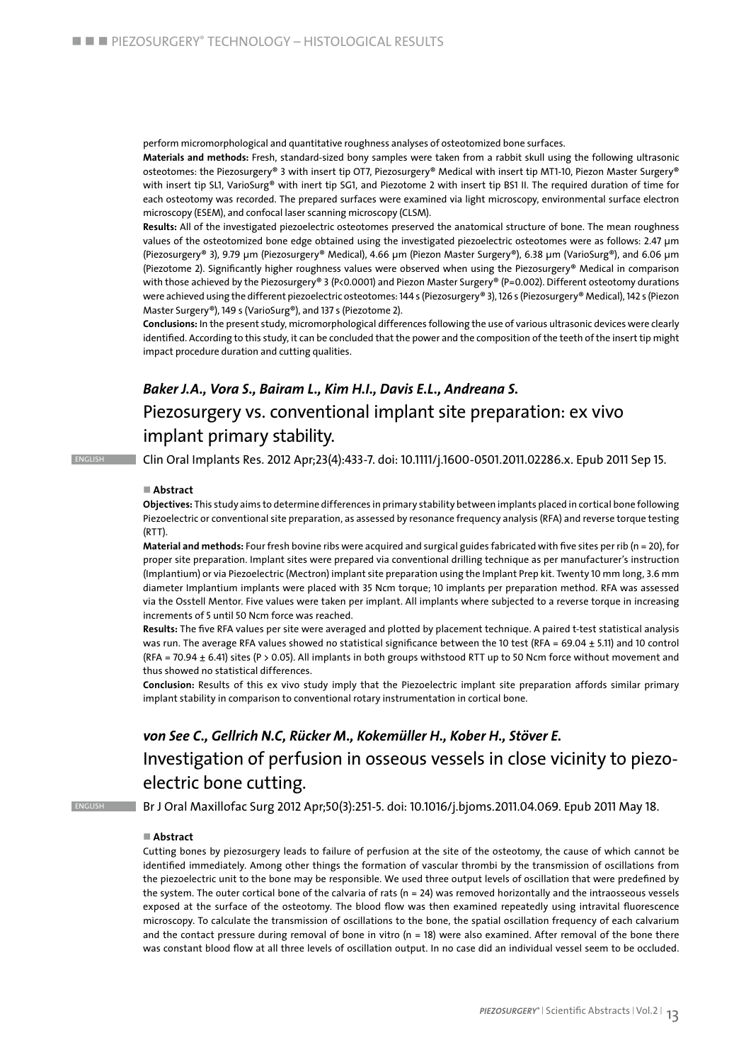perform micromorphological and quantitative roughness analyses of osteotomized bone surfaces.

**Materials and methods:** Fresh, standard-sized bony samples were taken from a rabbit skull using the following ultrasonic osteotomes: the Piezosurgery® 3 with insert tip OT7, Piezosurgery® Medical with insert tip MT1-10, Piezon Master Surgery® with insert tip SL1, VarioSurg® with inert tip SG1, and Piezotome 2 with insert tip BS1 II. The required duration of time for each osteotomy was recorded. The prepared surfaces were examined via light microscopy, environmental surface electron microscopy (ESEM), and confocal laser scanning microscopy (CLSM).

**Results:** All of the investigated piezoelectric osteotomes preserved the anatomical structure of bone. The mean roughness values of the osteotomized bone edge obtained using the investigated piezoelectric osteotomes were as follows: 2.47 μm (Piezosurgery® 3), 9.79 μm (Piezosurgery® Medical), 4.66 μm (Piezon Master Surgery®), 6.38 μm (VarioSurg®), and 6.06 μm (Piezotome 2). Significantly higher roughness values were observed when using the Piezosurgery® Medical in comparison with those achieved by the Piezosurgery® 3 ($P<0.0001$) and Piezon Master Surgery® ($P=0.002$). Different osteotomy durations were achieved using the different piezoelectric osteotomes: 144 s (Piezosurgery® 3), 126 s (Piezosurgery® Medical), 142 s (Piezon Master Surgery®), 149 s (VarioSurg®), and 137 s (Piezotome 2).

**Conclusions:** In the present study, micromorphological differences following the use of various ultrasonic devices were clearly identified. According to this study, it can be concluded that the power and the composition of the teeth of the insert tip might impact procedure duration and cutting qualities.

### *Baker J.A., Vora S., Bairam L., Kim H.I., Davis E.L., Andreana S.*

## Piezosurgery vs. conventional implant site preparation: ex vivo implant primary stability.

ENGLISH

Clin Oral Implants Res. 2012 Apr;23(4):433-7. doi: 10.1111/j.1600-0501.2011.02286.x. Epub 2011 Sep 15.

**Abstract**

**Objectives:** This study aims to determine differences in primary stability between implants placed in cortical bone following Piezoelectric or conventional site preparation, as assessed by resonance frequency analysis (RFA) and reverse torque testing (RTT).

**Material and methods:** Four fresh bovine ribs were acquired and surgical guides fabricated with five sites per rib (n = 20), for proper site preparation. Implant sites were prepared via conventional drilling technique as per manufacturer's instruction (Implantium) or via Piezoelectric (Mectron) implant site preparation using the Implant Prep kit. Twenty 10 mm long, 3.6 mm diameter Implantium implants were placed with 35 Ncm torque; 10 implants per preparation method. RFA was assessed via the Osstell Mentor. Five values were taken per implant. All implants where subjected to a reverse torque in increasing increments of 5 until 50 Ncm force was reached.

**Results:** The five RFA values per site were averaged and plotted by placement technique. A paired t-test statistical analysis was run. The average RFA values showed no statistical significance between the 10 test (RFA = 69.04 ± 5.11) and 10 control (RFA = 70.94 ± 6.41) sites ($P > 0.05$). All implants in both groups withstood RTT up to 50 Ncm force without movement and thus showed no statistical differences.

**Conclusion:** Results of this ex vivo study imply that the Piezoelectric implant site preparation affords similar primary implant stability in comparison to conventional rotary instrumentation in cortical bone.

### *von See C., Gellrich N.C, Rücker M., Kokemüller H., Kober H., Stöver E.*

## Investigation of perfusion in osseous vessels in close vicinity to piezo-electric bone cutting.

ENGLISH

Br J Oral Maxillofac Surg 2012 Apr;50(3):251-5. doi: 10.1016/j.bjoms.2011.04.069. Epub 2011 May 18.

**Abstract**

Cutting bones by piezosurgery leads to failure of perfusion at the site of the osteotomy, the cause of which cannot be identified immediately. Among other things the formation of vascular thrombi by the transmission of oscillations from the piezoelectric unit to the bone may be responsible. We used three output levels of oscillation that were predefined by the system. The outer cortical bone of the calvaria of rats (n = 24) was removed horizontally and the intraosseous vessels exposed at the surface of the osteotomy. The blood flow was then examined repeatedly using intravital fluorescence microscopy. To calculate the transmission of oscillations to the bone, the spatial oscillation frequency of each calvarium and the contact pressure during removal of bone in vitro (n = 18) were also examined. After removal of the bone there was constant blood flow at all three levels of oscillation output. In no case did an individual vessel seem to be occluded.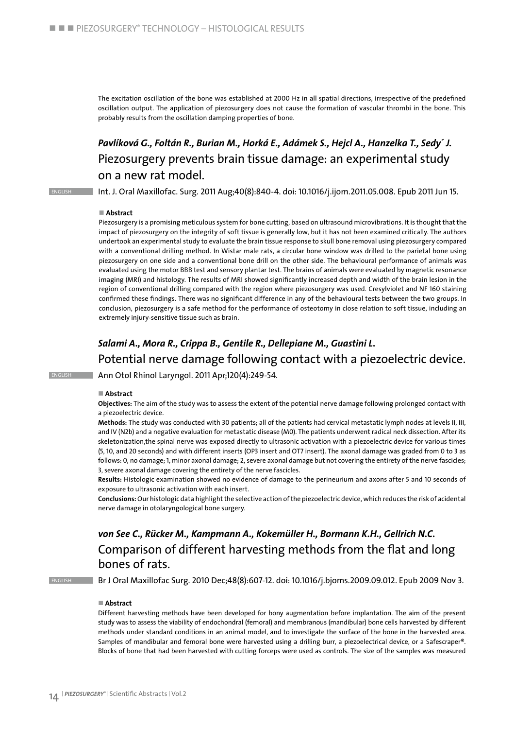The excitation oscillation of the bone was established at 2000 Hz in all spatial directions, irrespective of the predefined oscillation output. The application of piezosurgery does not cause the formation of vascular thrombi in the bone. This probably results from the oscillation damping properties of bone.

### *Pavlíková G., Foltán R., Burian M., Horká E., Adámek S., Hejcl A., Hanzelka T., Sedý J.*
## Piezosurgery prevents brain tissue damage: an experimental study on a new rat model.

ENGLISH Int. J. Oral Maxillofac. Surg. 2011 Aug;40(8):840-4. doi: 10.1016/j.ijom.2011.05.008. Epub 2011 Jun 15.

**Abstract**

Piezosurgery is a promising meticulous system for bone cutting, based on ultrasound microvibrations. It is thought that the impact of piezosurgery on the integrity of soft tissue is generally low, but it has not been examined critically. The authors undertook an experimental study to evaluate the brain tissue response to skull bone removal using piezosurgery compared with a conventional drilling method. In Wistar male rats, a circular bone window was drilled to the parietal bone using piezosurgery on one side and a conventional bone drill on the other side. The behavioural performance of animals was evaluated using the motor BBB test and sensory plantar test. The brains of animals were evaluated by magnetic resonance imaging (MRI) and histology. The results of MRI showed significantly increased depth and width of the brain lesion in the region of conventional drilling compared with the region where piezosurgery was used. Cresylviolet and NF 160 staining confirmed these findings. There was no significant difference in any of the behavioural tests between the two groups. In conclusion, piezosurgery is a safe method for the performance of osteotomy in close relation to soft tissue, including an extremely injury-sensitive tissue such as brain.

### *Salami A., Mora R., Crippa B., Gentile R., Dellepiane M., Guastini L.*
## Potential nerve damage following contact with a piezoelectric device.

ENGLISH Ann Otol Rhinol Laryngol. 2011 Apr;120(4):249-54.

**Abstract**

**Objectives:** The aim of the study was to assess the extent of the potential nerve damage following prolonged contact with a piezoelectric device.

**Methods:** The study was conducted with 30 patients; all of the patients had cervical metastatic lymph nodes at levels II, III, and IV (N2b) and a negative evaluation for metastatic disease (M0). The patients underwent radical neck dissection. After its skeletonization,the spinal nerve was exposed directly to ultrasonic activation with a piezoelectric device for various times (5, 10, and 20 seconds) and with different inserts (OP3 insert and OT7 insert). The axonal damage was graded from 0 to 3 as follows: 0, no damage; 1, minor axonal damage; 2, severe axonal damage but not covering the entirety of the nerve fascicles; 3, severe axonal damage covering the entirety of the nerve fascicles.

**Results:** Histologic examination showed no evidence of damage to the perineurium and axons after 5 and 10 seconds of exposure to ultrasonic activation with each insert.

**Conclusions:** Our histologic data highlight the selective action of the piezoelectric device, which reduces the risk of acidental nerve damage in otolaryngological bone surgery.

### *von See C., Rücker M., Kampmann A., Kokemüller H., Bormann K.H., Gellrich N.C.*
## Comparison of different harvesting methods from the flat and long bones of rats.

ENGLISH Br J Oral Maxillofac Surg. 2010 Dec;48(8):607-12. doi: 10.1016/j.bjoms.2009.09.012. Epub 2009 Nov 3.

**Abstract**

Different harvesting methods have been developed for bony augmentation before implantation. The aim of the present study was to assess the viability of endochondral (femoral) and membranous (mandibular) bone cells harvested by different methods under standard conditions in an animal model, and to investigate the surface of the bone in the harvested area. Samples of mandibular and femoral bone were harvested using a drilling burr, a piezoelectrical device, or a Safescraper®. Blocks of bone that had been harvested with cutting forceps were used as controls. The size of the samples was measured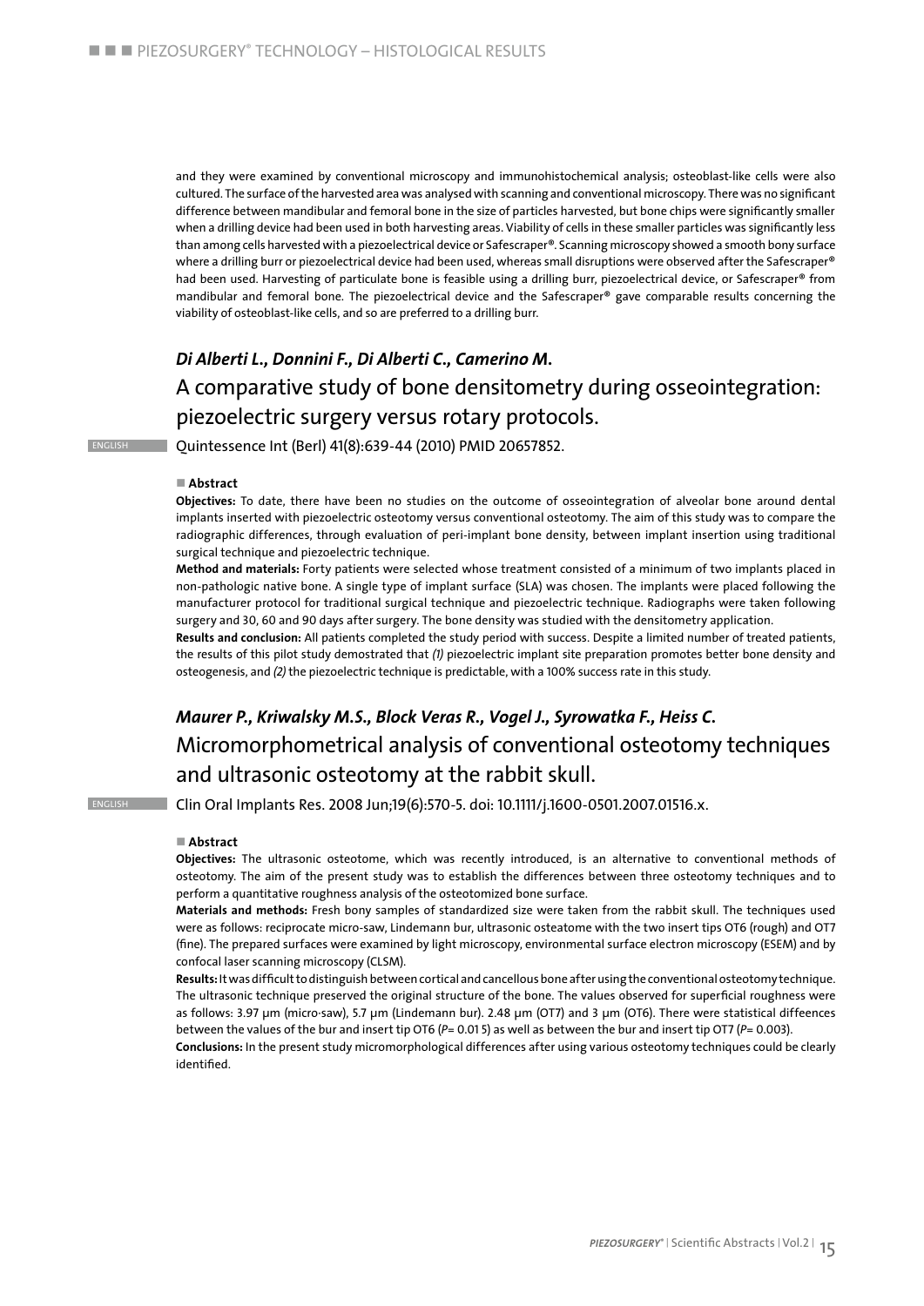and they were examined by conventional microscopy and immunohistochemical analysis; osteoblast-like cells were also cultured. The surface of the harvested area was analysed with scanning and conventional microscopy. There was no significant difference between mandibular and femoral bone in the size of particles harvested, but bone chips were significantly smaller when a drilling device had been used in both harvesting areas. Viability of cells in these smaller particles was significantly less than among cells harvested with a piezoelectrical device or Safescraper®. Scanning microscopy showed a smooth bony surface where a drilling burr or piezoelectrical device had been used, whereas small disruptions were observed after the Safescraper® had been used. Harvesting of particulate bone is feasible using a drilling burr, piezoelectrical device, or Safescraper® from mandibular and femoral bone. The piezoelectrical device and the Safescraper® gave comparable results concerning the viability of osteoblast-like cells, and so are preferred to a drilling burr.

***Di Alberti L., Donnini F., Di Alberti C., Camerino M.***

## A comparative study of bone densitometry during osseointegration: piezoelectric surgery versus rotary protocols.

ENGLISH

Quintessence Int (Berl) 41(8):639-44 (2010) PMID 20657852.

■ **Abstract**

**Objectives:** To date, there have been no studies on the outcome of osseointegration of alveolar bone around dental implants inserted with piezoelectric osteotomy versus conventional osteotomy. The aim of this study was to compare the radiographic differences, through evaluation of peri-implant bone density, between implant insertion using traditional surgical technique and piezoelectric technique.

**Method and materials:** Forty patients were selected whose treatment consisted of a minimum of two implants placed in non-pathologic native bone. A single type of implant surface (SLA) was chosen. The implants were placed following the manufacturer protocol for traditional surgical technique and piezoelectric technique. Radiographs were taken following surgery and 30, 60 and 90 days after surgery. The bone density was studied with the densitometry application.

**Results and conclusion:** All patients completed the study period with success. Despite a limited number of treated patients, the results of this pilot study demostrated that *(1)* piezoelectric implant site preparation promotes better bone density and osteogenesis, and *(2)* the piezoelectric technique is predictable, with a 100% success rate in this study.

***Maurer P., Kriwalsky M.S., Block Veras R., Vogel J., Syrowatka F., Heiss C.***

## Micromorphometrical analysis of conventional osteotomy techniques and ultrasonic osteotomy at the rabbit skull.

ENGLISH

Clin Oral Implants Res. 2008 Jun;19(6):570-5. doi: 10.1111/j.1600-0501.2007.01516.x.

■ **Abstract**

**Objectives:** The ultrasonic osteotome, which was recently introduced, is an alternative to conventional methods of osteotomy. The aim of the present study was to establish the differences between three osteotomy techniques and to perform a quantitative roughness analysis of the osteotomized bone surface.

**Materials and methods:** Fresh bony samples of standardized size were taken from the rabbit skull. The techniques used were as follows: reciprocate micro-saw, Lindemann bur, ultrasonic osteatome with the two insert tips OT6 (rough) and OT7 (fine). The prepared surfaces were examined by light microscopy, environmental surface electron microscopy (ESEM) and by confocal laser scanning microscopy (CLSM).

**Results:** It was difficult to distinguish between cortical and cancellous bone after using the conventional osteotomy technique. The ultrasonic technique preserved the original structure of the bone. The values observed for superficial roughness were as follows: 3.97 μm (micro-saw), 5.7 μm (Lindemann bur). 2.48 μm (OT7) and 3 μm (OT6). There were statistical diffeences between the values of the bur and insert tip OT6 ($P$= 0.015) as well as between the bur and insert tip OT7 ($P$= 0.003).

**Conclusions:** In the present study micromorphological differences after using various osteotomy techniques could be clearly identified.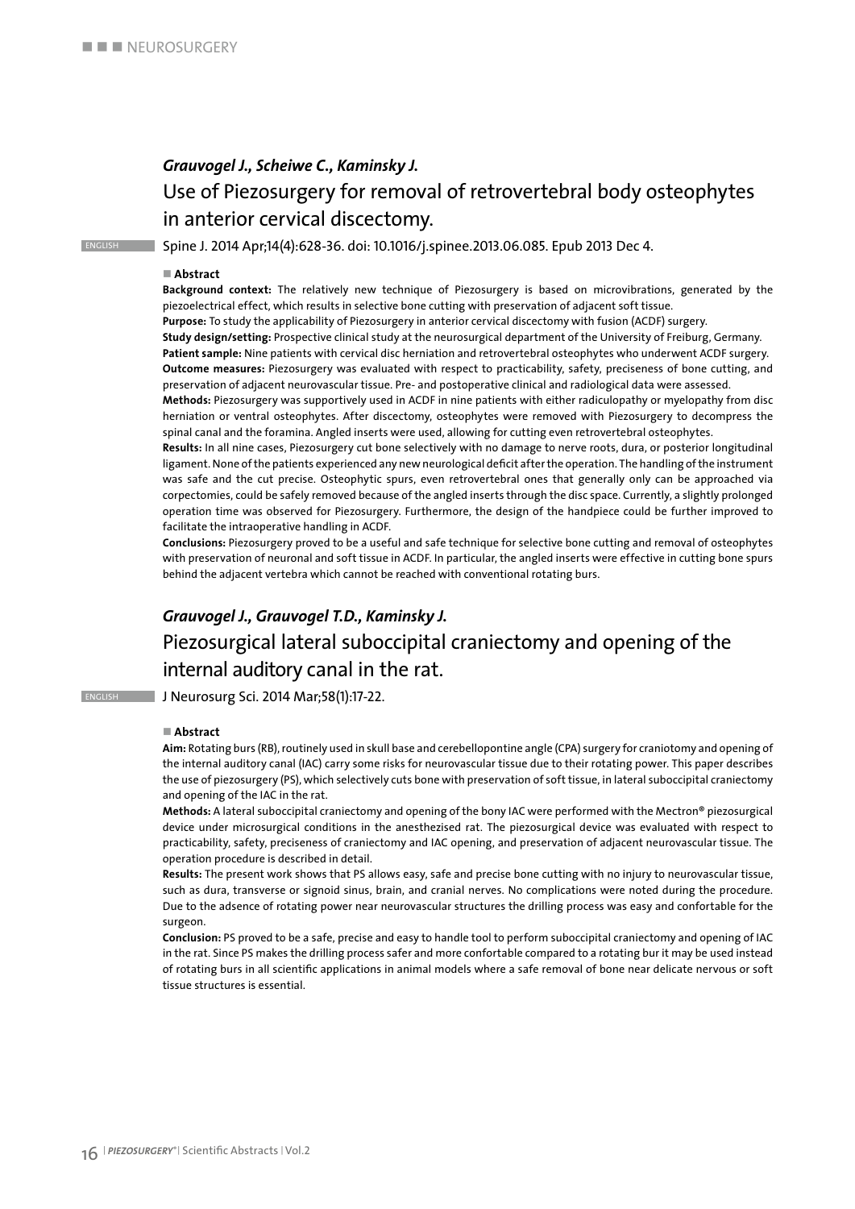*Grauvogel J., Scheiwe C., Kaminsky J.*

## Use of Piezosurgery for removal of retrovertebral body osteophytes in anterior cervical discectomy.

ENGLISH

Spine J. 2014 Apr;14(4):628-36. doi: 10.1016/j.spinee.2013.06.085. Epub 2013 Dec 4.

### Abstract

**Background context:** The relatively new technique of Piezosurgery is based on microvibrations, generated by the piezoelectrical effect, which results in selective bone cutting with preservation of adjacent soft tissue.

**Purpose:** To study the applicability of Piezosurgery in anterior cervical discectomy with fusion (ACDF) surgery.

**Study design/setting:** Prospective clinical study at the neurosurgical department of the University of Freiburg, Germany.

**Patient sample:** Nine patients with cervical disc herniation and retrovertebral osteophytes who underwent ACDF surgery.

**Outcome measures:** Piezosurgery was evaluated with respect to practicability, safety, preciseness of bone cutting, and preservation of adjacent neurovascular tissue. Pre- and postoperative clinical and radiological data were assessed.

**Methods:** Piezosurgery was supportively used in ACDF in nine patients with either radiculopathy or myelopathy from disc herniation or ventral osteophytes. After discectomy, osteophytes were removed with Piezosurgery to decompress the spinal canal and the foramina. Angled inserts were used, allowing for cutting even retrovertebral osteophytes.

**Results:** In all nine cases, Piezosurgery cut bone selectively with no damage to nerve roots, dura, or posterior longitudinal ligament. None of the patients experienced any new neurological deficit after the operation. The handling of the instrument was safe and the cut precise. Osteophytic spurs, even retrovertebral ones that generally only can be approached via corpectomies, could be safely removed because of the angled inserts through the disc space. Currently, a slightly prolonged operation time was observed for Piezosurgery. Furthermore, the design of the handpiece could be further improved to facilitate the intraoperative handling in ACDF.

**Conclusions:** Piezosurgery proved to be a useful and safe technique for selective bone cutting and removal of osteophytes with preservation of neuronal and soft tissue in ACDF. In particular, the angled inserts were effective in cutting bone spurs behind the adjacent vertebra which cannot be reached with conventional rotating burs.

*Grauvogel J., Grauvogel T.D., Kaminsky J.*

## Piezosurgical lateral suboccipital craniectomy and opening of the internal auditory canal in the rat.

ENGLISH

J Neurosurg Sci. 2014 Mar;58(1):17-22.

### Abstract

**Aim:** Rotating burs (RB), routinely used in skull base and cerebellopontine angle (CPA) surgery for craniotomy and opening of the internal auditory canal (IAC) carry some risks for neurovascular tissue due to their rotating power. This paper describes the use of piezosurgery (PS), which selectively cuts bone with preservation of soft tissue, in lateral suboccipital craniectomy and opening of the IAC in the rat.

**Methods:** A lateral suboccipital craniectomy and opening of the bony IAC were performed with the Mectron® piezosurgical device under microsurgical conditions in the anesthezised rat. The piezosurgical device was evaluated with respect to practicability, safety, preciseness of craniectomy and IAC opening, and preservation of adjacent neurovascular tissue. The operation procedure is described in detail.

**Results:** The present work shows that PS allows easy, safe and precise bone cutting with no injury to neurovascular tissue, such as dura, transverse or signoid sinus, brain, and cranial nerves. No complications were noted during the procedure. Due to the adsence of rotating power near neurovascular structures the drilling process was easy and confortable for the surgeon.

**Conclusion:** PS proved to be a safe, precise and easy to handle tool to perform suboccipital craniectomy and opening of IAC in the rat. Since PS makes the drilling process safer and more confortable compared to a rotating bur it may be used instead of rotating burs in all scientific applications in animal models where a safe removal of bone near delicate nervous or soft tissue structures is essential.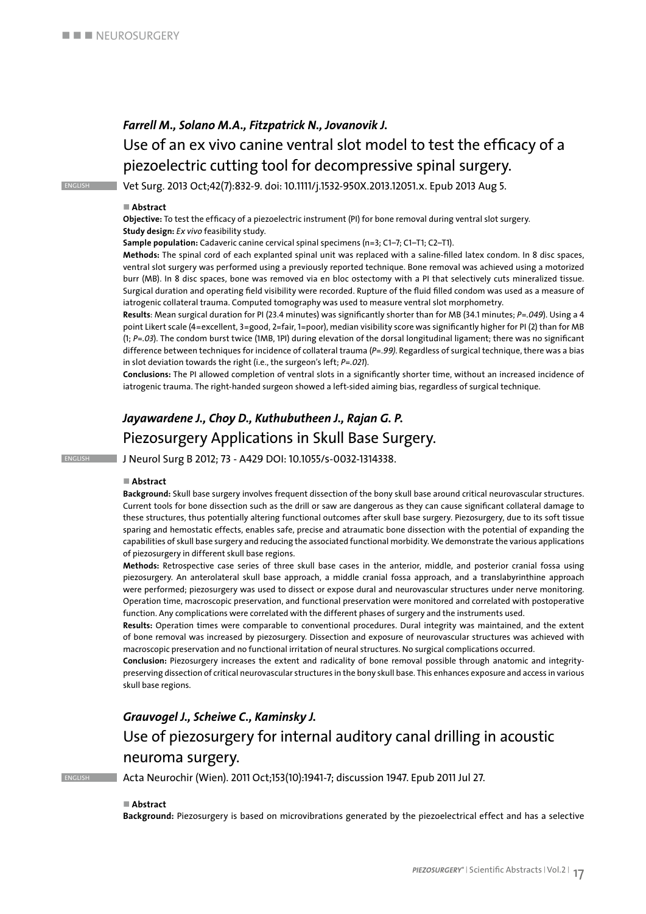### *Farrell M., Solano M.A., Fitzpatrick N., Jovanovik J.*

## Use of an ex vivo canine ventral slot model to test the efficacy of a piezoelectric cutting tool for decompressive spinal surgery.

ENGLISH

Vet Surg. 2013 Oct;42(7):832-9. doi: 10.1111/j.1532-950X.2013.12051.x. Epub 2013 Aug 5.

■ **Abstract**

**Objective:** To test the efficacy of a piezoelectric instrument (PI) for bone removal during ventral slot surgery.

**Study design:** *Ex vivo* feasibility study.

**Sample population:** Cadaveric canine cervical spinal specimens (n=3; C1–7; C1–T1; C2–T1).

**Methods:** The spinal cord of each explanted spinal unit was replaced with a saline-filled latex condom. In 8 disc spaces, ventral slot surgery was performed using a previously reported technique. Bone removal was achieved using a motorized burr (MB). In 8 disc spaces, bone was removed via en bloc ostectomy with a PI that selectively cuts mineralized tissue. Surgical duration and operating field visibility were recorded. Rupture of the fluid filled condom was used as a measure of iatrogenic collateral trauma. Computed tomography was used to measure ventral slot morphometry.

**Results**: Mean surgical duration for PI (23.4 minutes) was significantly shorter than for MB (34.1 minutes; *P=.049*). Using a 4 point Likert scale (4=excellent, 3=good, 2=fair, 1=poor), median visibility score was significantly higher for PI (2) than for MB (1; *P=.03*). The condom burst twice (1MB, 1PI) during elevation of the dorsal longitudinal ligament; there was no significant difference between techniques for incidence of collateral trauma (*P=.99*). Regardless of surgical technique, there was a bias in slot deviation towards the right (i.e., the surgeon's left; *P=.021*).

**Conclusions:** The PI allowed completion of ventral slots in a significantly shorter time, without an increased incidence of iatrogenic trauma. The right-handed surgeon showed a left-sided aiming bias, regardless of surgical technique.

### *Jayawardene J., Choy D., Kuthubutheen J., Rajan G. P.*

## Piezosurgery Applications in Skull Base Surgery.

ENGLISH

J Neurol Surg B 2012; 73 - A429 DOI: 10.1055/s-0032-1314338.

■ **Abstract**

**Background:** Skull base surgery involves frequent dissection of the bony skull base around critical neurovascular structures. Current tools for bone dissection such as the drill or saw are dangerous as they can cause significant collateral damage to these structures, thus potentially altering functional outcomes after skull base surgery. Piezosurgery, due to its soft tissue sparing and hemostatic effects, enables safe, precise and atraumatic bone dissection with the potential of expanding the capabilities of skull base surgery and reducing the associated functional morbidity. We demonstrate the various applications of piezosurgery in different skull base regions.

**Methods:** Retrospective case series of three skull base cases in the anterior, middle, and posterior cranial fossa using piezosurgery. An anterolateral skull base approach, a middle cranial fossa approach, and a translabyrinthine approach were performed; piezosurgery was used to dissect or expose dural and neurovascular structures under nerve monitoring. Operation time, macroscopic preservation, and functional preservation were monitored and correlated with postoperative function. Any complications were correlated with the different phases of surgery and the instruments used.

**Results:** Operation times were comparable to conventional procedures. Dural integrity was maintained, and the extent of bone removal was increased by piezosurgery. Dissection and exposure of neurovascular structures was achieved with macroscopic preservation and no functional irritation of neural structures. No surgical complications occurred.

**Conclusion:** Piezosurgery increases the extent and radicality of bone removal possible through anatomic and integrity-preserving dissection of critical neurovascular structures in the bony skull base. This enhances exposure and access in various skull base regions.

### *Grauvogel J., Scheiwe C., Kaminsky J.*

## Use of piezosurgery for internal auditory canal drilling in acoustic neuroma surgery.

ENGLISH

Acta Neurochir (Wien). 2011 Oct;153(10):1941-7; discussion 1947. Epub 2011 Jul 27.

■ **Abstract**

**Background:** Piezosurgery is based on microvibrations generated by the piezoelectrical effect and has a selective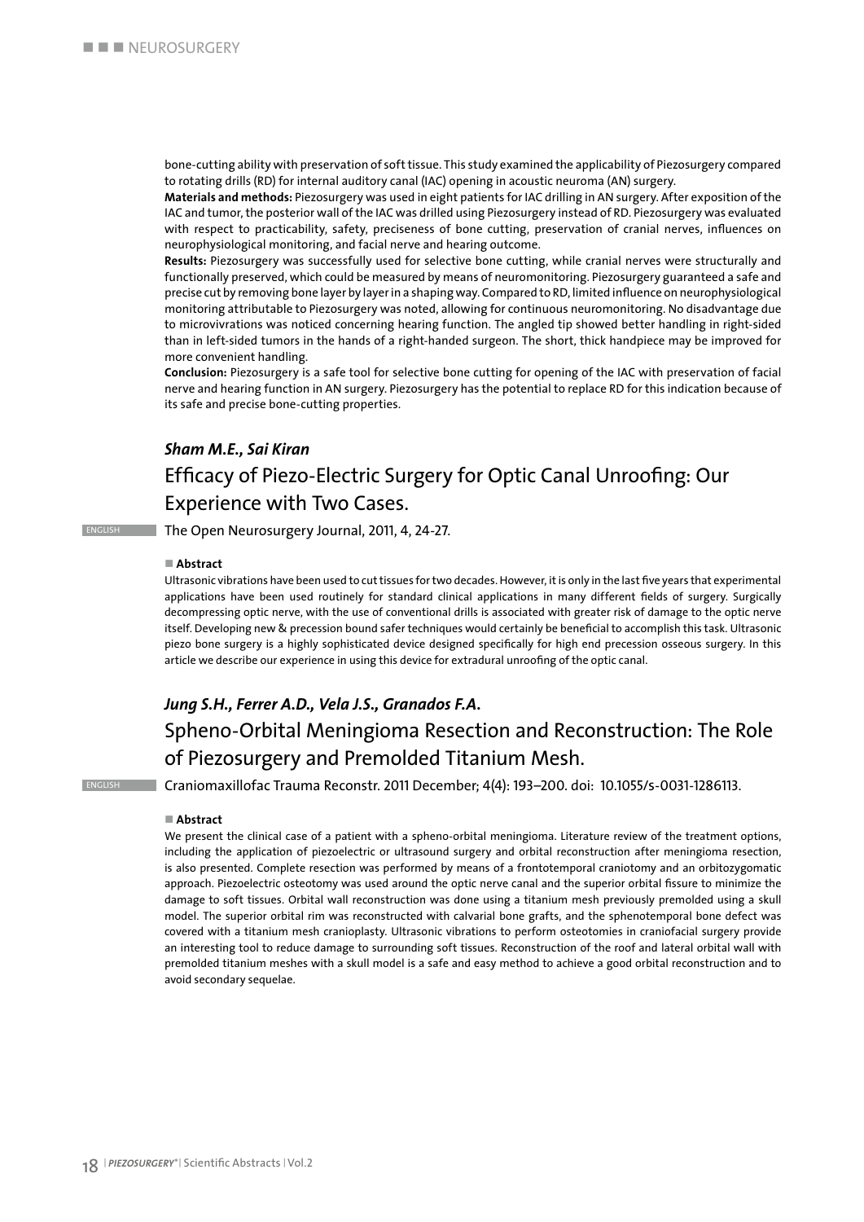bone-cutting ability with preservation of soft tissue. This study examined the applicability of Piezosurgery compared to rotating drills (RD) for internal auditory canal (IAC) opening in acoustic neuroma (AN) surgery.

**Materials and methods:** Piezosurgery was used in eight patients for IAC drilling in AN surgery. After exposition of the IAC and tumor, the posterior wall of the IAC was drilled using Piezosurgery instead of RD. Piezosurgery was evaluated with respect to practicability, safety, preciseness of bone cutting, preservation of cranial nerves, influences on neurophysiological monitoring, and facial nerve and hearing outcome.

**Results:** Piezosurgery was successfully used for selective bone cutting, while cranial nerves were structurally and functionally preserved, which could be measured by means of neuromonitoring. Piezosurgery guaranteed a safe and precise cut by removing bone layer by layer in a shaping way. Compared to RD, limited influence on neurophysiological monitoring attributable to Piezosurgery was noted, allowing for continuous neuromonitoring. No disadvantage due to microvivrations was noticed concerning hearing function. The angled tip showed better handling in right-sided than in left-sided tumors in the hands of a right-handed surgeon. The short, thick handpiece may be improved for more convenient handling.

**Conclusion:** Piezosurgery is a safe tool for selective bone cutting for opening of the IAC with preservation of facial nerve and hearing function in AN surgery. Piezosurgery has the potential to replace RD for this indication because of its safe and precise bone-cutting properties.

***Sham M.E., Sai Kiran***

## Efficacy of Piezo-Electric Surgery for Optic Canal Unroofing: Our Experience with Two Cases.

ENGLISH

The Open Neurosurgery Journal, 2011, 4, 24-27.

**Abstract**

Ultrasonic vibrations have been used to cut tissues for two decades. However, it is only in the last five years that experimental applications have been used routinely for standard clinical applications in many different fields of surgery. Surgically decompressing optic nerve, with the use of conventional drills is associated with greater risk of damage to the optic nerve itself. Developing new & precession bound safer techniques would certainly be beneficial to accomplish this task. Ultrasonic piezo bone surgery is a highly sophisticated device designed specifically for high end precession osseous surgery. In this article we describe our experience in using this device for extradural unroofing of the optic canal.

***Jung S.H., Ferrer A.D., Vela J.S., Granados F.A.***

## Spheno-Orbital Meningioma Resection and Reconstruction: The Role of Piezosurgery and Premolded Titanium Mesh.

ENGLISH

Craniomaxillofac Trauma Reconstr. 2011 December; 4(4): 193–200. doi: 10.1055/s-0031-1286113.

**Abstract**

We present the clinical case of a patient with a spheno-orbital meningioma. Literature review of the treatment options, including the application of piezoelectric or ultrasound surgery and orbital reconstruction after meningioma resection, is also presented. Complete resection was performed by means of a frontotemporal craniotomy and an orbitozygomatic approach. Piezoelectric osteotomy was used around the optic nerve canal and the superior orbital fissure to minimize the damage to soft tissues. Orbital wall reconstruction was done using a titanium mesh previously premolded using a skull model. The superior orbital rim was reconstructed with calvarial bone grafts, and the sphenotemporal bone defect was covered with a titanium mesh cranioplasty. Ultrasonic vibrations to perform osteotomies in craniofacial surgery provide an interesting tool to reduce damage to surrounding soft tissues. Reconstruction of the roof and lateral orbital wall with premolded titanium meshes with a skull model is a safe and easy method to achieve a good orbital reconstruction and to avoid secondary sequelae.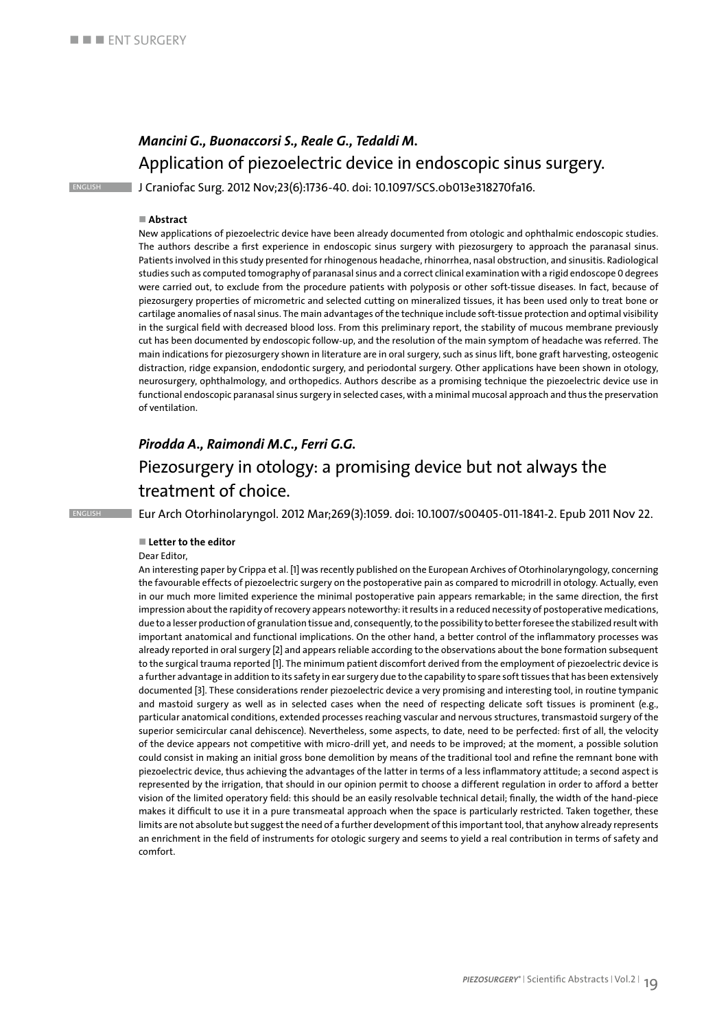***Mancini G., Buonaccorsi S., Reale G., Tedaldi M.***

## Application of piezoelectric device in endoscopic sinus surgery.

ENGLISH J Craniofac Surg. 2012 Nov;23(6):1736-40. doi: 10.1097/SCS.ob013e318270fa16.

**Abstract**

New applications of piezoelectric device have been already documented from otologic and ophthalmic endoscopic studies. The authors describe a first experience in endoscopic sinus surgery with piezosurgery to approach the paranasal sinus. Patients involved in this study presented for rhinogenous headache, rhinorrhea, nasal obstruction, and sinusitis. Radiological studies such as computed tomography of paranasal sinus and a correct clinical examination with a rigid endoscope 0 degrees were carried out, to exclude from the procedure patients with polyposis or other soft-tissue diseases. In fact, because of piezosurgery properties of micrometric and selected cutting on mineralized tissues, it has been used only to treat bone or cartilage anomalies of nasal sinus. The main advantages of the technique include soft-tissue protection and optimal visibility in the surgical field with decreased blood loss. From this preliminary report, the stability of mucous membrane previously cut has been documented by endoscopic follow-up, and the resolution of the main symptom of headache was referred. The main indications for piezosurgery shown in literature are in oral surgery, such as sinus lift, bone graft harvesting, osteogenic distraction, ridge expansion, endodontic surgery, and periodontal surgery. Other applications have been shown in otology, neurosurgery, ophthalmology, and orthopedics. Authors describe as a promising technique the piezoelectric device use in functional endoscopic paranasal sinus surgery in selected cases, with a minimal mucosal approach and thus the preservation of ventilation.

***Pirodda A., Raimondi M.C., Ferri G.G.***

## Piezosurgery in otology: a promising device but not always the treatment of choice.

ENGLISH Eur Arch Otorhinolaryngol. 2012 Mar;269(3):1059. doi: 10.1007/s00405-011-1841-2. Epub 2011 Nov 22.

**Letter to the editor**

Dear Editor,

An interesting paper by Crippa et al. [1] was recently published on the European Archives of Otorhinolaryngology, concerning the favourable effects of piezoelectric surgery on the postoperative pain as compared to microdrill in otology. Actually, even in our much more limited experience the minimal postoperative pain appears remarkable; in the same direction, the first impression about the rapidity of recovery appears noteworthy: it results in a reduced necessity of postoperative medications, due to a lesser production of granulation tissue and, consequently, to the possibility to better foresee the stabilized result with important anatomical and functional implications. On the other hand, a better control of the inflammatory processes was already reported in oral surgery [2] and appears reliable according to the observations about the bone formation subsequent to the surgical trauma reported [1]. The minimum patient discomfort derived from the employment of piezoelectric device is a further advantage in addition to its safety in ear surgery due to the capability to spare soft tissues that has been extensively documented [3]. These considerations render piezoelectric device a very promising and interesting tool, in routine tympanic and mastoid surgery as well as in selected cases when the need of respecting delicate soft tissues is prominent (e.g., particular anatomical conditions, extended processes reaching vascular and nervous structures, transmastoid surgery of the superior semicircular canal dehiscence). Nevertheless, some aspects, to date, need to be perfected: first of all, the velocity of the device appears not competitive with micro-drill yet, and needs to be improved; at the moment, a possible solution could consist in making an initial gross bone demolition by means of the traditional tool and refine the remnant bone with piezoelectric device, thus achieving the advantages of the latter in terms of a less inflammatory attitude; a second aspect is represented by the irrigation, that should in our opinion permit to choose a different regulation in order to afford a better vision of the limited operatory field: this should be an easily resolvable technical detail; finally, the width of the hand-piece makes it difficult to use it in a pure transmeatal approach when the space is particularly restricted. Taken together, these limits are not absolute but suggest the need of a further development of this important tool, that anyhow already represents an enrichment in the field of instruments for otologic surgery and seems to yield a real contribution in terms of safety and comfort.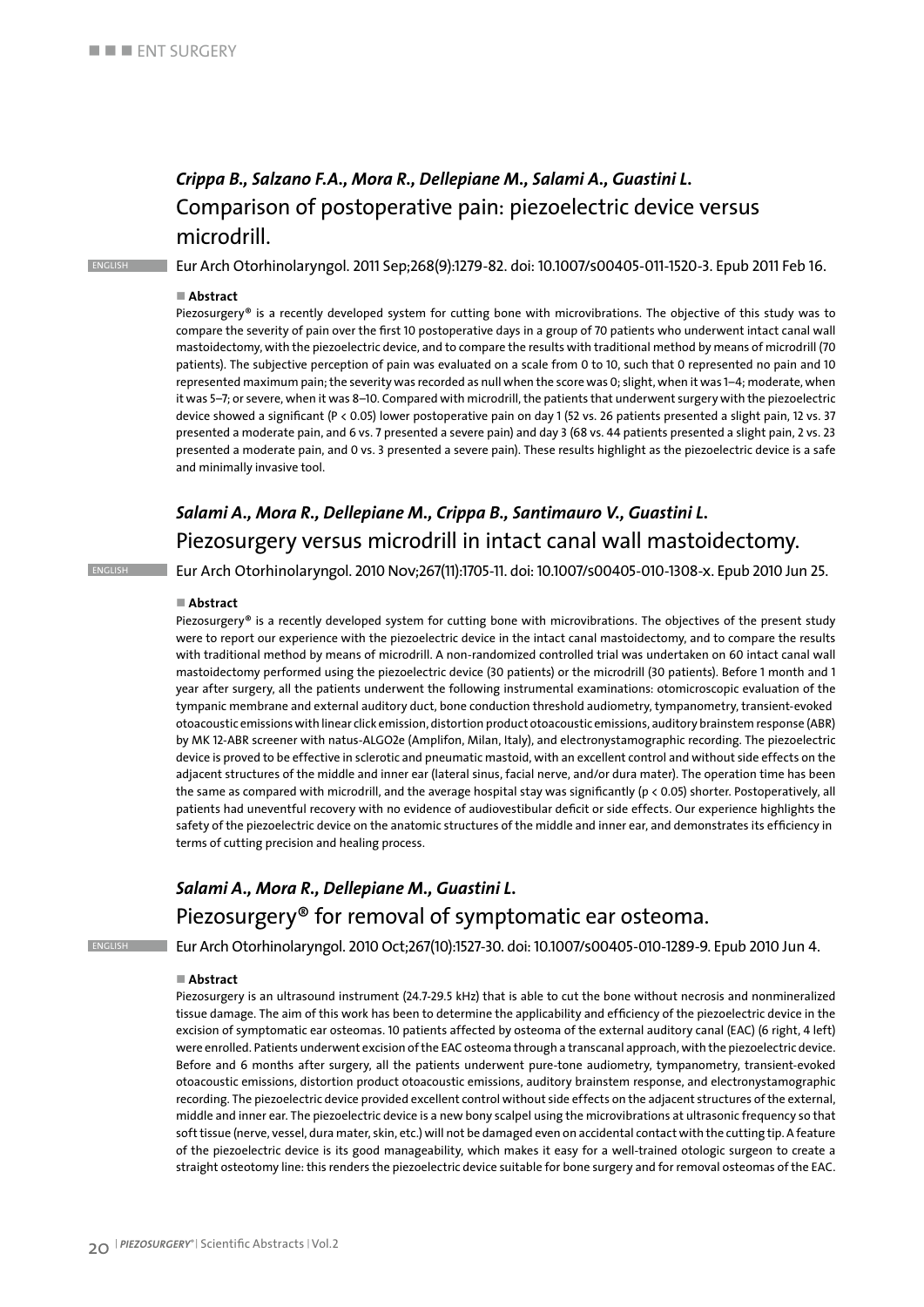## *Crippa B., Salzano F.A., Mora R., Dellepiane M., Salami A., Guastini L.*

### Comparison of postoperative pain: piezoelectric device versus microdrill.

ENGLISH

Eur Arch Otorhinolaryngol. 2011 Sep;268(9):1279-82. doi: 10.1007/s00405-011-1520-3. Epub 2011 Feb 16.

**Abstract**

Piezosurgery® is a recently developed system for cutting bone with microvibrations. The objective of this study was to compare the severity of pain over the first 10 postoperative days in a group of 70 patients who underwent intact canal wall mastoidectomy, with the piezoelectric device, and to compare the results with traditional method by means of microdrill (70 patients). The subjective perception of pain was evaluated on a scale from 0 to 10, such that 0 represented no pain and 10 represented maximum pain; the severity was recorded as null when the score was 0; slight, when it was 1–4; moderate, when it was 5–7; or severe, when it was 8–10. Compared with microdrill, the patients that underwent surgery with the piezoelectric device showed a significant ($P < 0.05$) lower postoperative pain on day 1 (52 vs. 26 patients presented a slight pain, 12 vs. 37 presented a moderate pain, and 6 vs. 7 presented a severe pain) and day 3 (68 vs. 44 patients presented a slight pain, 2 vs. 23 presented a moderate pain, and 0 vs. 3 presented a severe pain). These results highlight as the piezoelectric device is a safe and minimally invasive tool.

## *Salami A., Mora R., Dellepiane M., Crippa B., Santimauro V., Guastini L.*

### Piezosurgery versus microdrill in intact canal wall mastoidectomy.

ENGLISH

Eur Arch Otorhinolaryngol. 2010 Nov;267(11):1705-11. doi: 10.1007/s00405-010-1308-x. Epub 2010 Jun 25.

**Abstract**

Piezosurgery® is a recently developed system for cutting bone with microvibrations. The objectives of the present study were to report our experience with the piezoelectric device in the intact canal mastoidectomy, and to compare the results with traditional method by means of microdrill. A non-randomized controlled trial was undertaken on 60 intact canal wall mastoidectomy performed using the piezoelectric device (30 patients) or the microdrill (30 patients). Before 1 month and 1 year after surgery, all the patients underwent the following instrumental examinations: otomicroscopic evaluation of the tympanic membrane and external auditory duct, bone conduction threshold audiometry, tympanometry, transient-evoked otoacoustic emissions with linear click emission, distortion product otoacoustic emissions, auditory brainstem response (ABR) by MK 12-ABR screener with natus-ALGO2e (Amplifon, Milan, Italy), and electronystamographic recording. The piezoelectric device is proved to be effective in sclerotic and pneumatic mastoid, with an excellent control and without side effects on the adjacent structures of the middle and inner ear (lateral sinus, facial nerve, and/or dura mater). The operation time has been the same as compared with microdrill, and the average hospital stay was significantly ($p < 0.05$) shorter. Postoperatively, all patients had uneventful recovery with no evidence of audiovestibular deficit or side effects. Our experience highlights the safety of the piezoelectric device on the anatomic structures of the middle and inner ear, and demonstrates its efficiency in terms of cutting precision and healing process.

## *Salami A., Mora R., Dellepiane M., Guastini L.*

### Piezosurgery® for removal of symptomatic ear osteoma.

ENGLISH

Eur Arch Otorhinolaryngol. 2010 Oct;267(10):1527-30. doi: 10.1007/s00405-010-1289-9. Epub 2010 Jun 4.

**Abstract**

Piezosurgery is an ultrasound instrument (24.7-29.5 kHz) that is able to cut the bone without necrosis and nonmineralized tissue damage. The aim of this work has been to determine the applicability and efficiency of the piezoelectric device in the excision of symptomatic ear osteomas. 10 patients affected by osteoma of the external auditory canal (EAC) (6 right, 4 left) were enrolled. Patients underwent excision of the EAC osteoma through a transcanal approach, with the piezoelectric device. Before and 6 months after surgery, all the patients underwent pure-tone audiometry, tympanometry, transient-evoked otoacoustic emissions, distortion product otoacoustic emissions, auditory brainstem response, and electronystamographic recording. The piezoelectric device provided excellent control without side effects on the adjacent structures of the external, middle and inner ear. The piezoelectric device is a new bony scalpel using the microvibrations at ultrasonic frequency so that soft tissue (nerve, vessel, dura mater, skin, etc.) will not be damaged even on accidental contact with the cutting tip. A feature of the piezoelectric device is its good manageability, which makes it easy for a well-trained otologic surgeon to create a straight osteotomy line: this renders the piezoelectric device suitable for bone surgery and for removal osteomas of the EAC.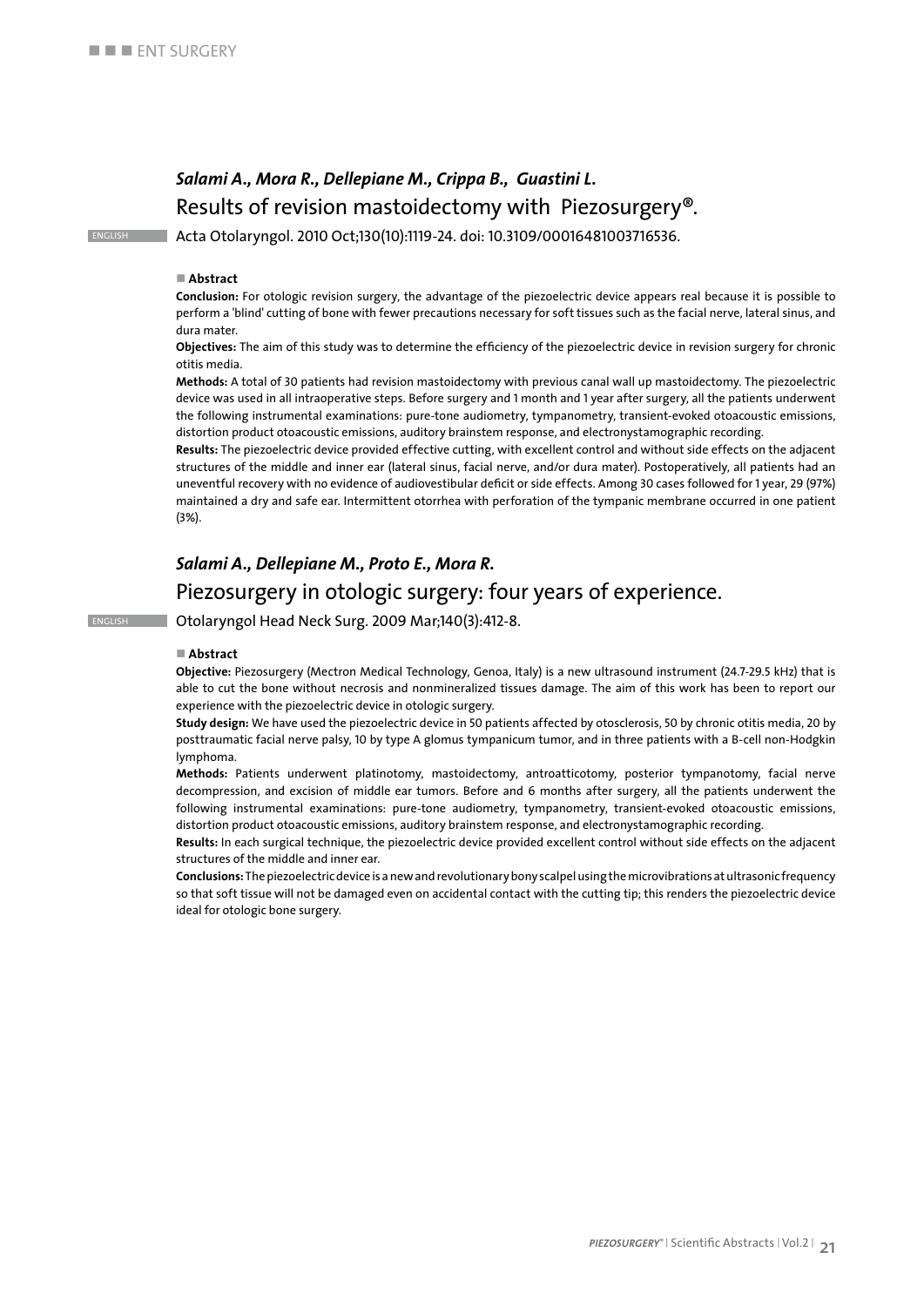***Salami A., Mora R., Dellepiane M., Crippa B., Guastini L.***

## Results of revision mastoidectomy with Piezosurgery®.

ENGLISH

Acta Otolaryngol. 2010 Oct;130(10):1119-24. doi: 10.3109/00016481003716536.

■ **Abstract**

**Conclusion:** For otologic revision surgery, the advantage of the piezoelectric device appears real because it is possible to perform a 'blind' cutting of bone with fewer precautions necessary for soft tissues such as the facial nerve, lateral sinus, and dura mater.

**Objectives:** The aim of this study was to determine the efficiency of the piezoelectric device in revision surgery for chronic otitis media.

**Methods:** A total of 30 patients had revision mastoidectomy with previous canal wall up mastoidectomy. The piezoelectric device was used in all intraoperative steps. Before surgery and 1 month and 1 year after surgery, all the patients underwent the following instrumental examinations: pure-tone audiometry, tympanometry, transient-evoked otoacoustic emissions, distortion product otoacoustic emissions, auditory brainstem response, and electronystamographic recording.

**Results:** The piezoelectric device provided effective cutting, with excellent control and without side effects on the adjacent structures of the middle and inner ear (lateral sinus, facial nerve, and/or dura mater). Postoperatively, all patients had an uneventful recovery with no evidence of audiovestibular deficit or side effects. Among 30 cases followed for 1 year, 29 (97%) maintained a dry and safe ear. Intermittent otorrhea with perforation of the tympanic membrane occurred in one patient (3%).

***Salami A., Dellepiane M., Proto E., Mora R.***

## Piezosurgery in otologic surgery: four years of experience.

ENGLISH

Otolaryngol Head Neck Surg. 2009 Mar;140(3):412-8.

■ **Abstract**

**Objective:** Piezosurgery (Mectron Medical Technology, Genoa, Italy) is a new ultrasound instrument (24.7-29.5 kHz) that is able to cut the bone without necrosis and nonmineralized tissues damage. The aim of this work has been to report our experience with the piezoelectric device in otologic surgery.

**Study design:** We have used the piezoelectric device in 50 patients affected by otosclerosis, 50 by chronic otitis media, 20 by posttraumatic facial nerve palsy, 10 by type A glomus tympanicum tumor, and in three patients with a B-cell non-Hodgkin lymphoma.

**Methods:** Patients underwent platinotomy, mastoidectomy, antroatticotomy, posterior tympanotomy, facial nerve decompression, and excision of middle ear tumors. Before and 6 months after surgery, all the patients underwent the following instrumental examinations: pure-tone audiometry, tympanometry, transient-evoked otoacoustic emissions, distortion product otoacoustic emissions, auditory brainstem response, and electronystamographic recording.

**Results:** In each surgical technique, the piezoelectric device provided excellent control without side effects on the adjacent structures of the middle and inner ear.

**Conclusions:** The piezoelectric device is a new and revolutionary bony scalpel using the microvibrations at ultrasonic frequency so that soft tissue will not be damaged even on accidental contact with the cutting tip; this renders the piezoelectric device ideal for otologic bone surgery.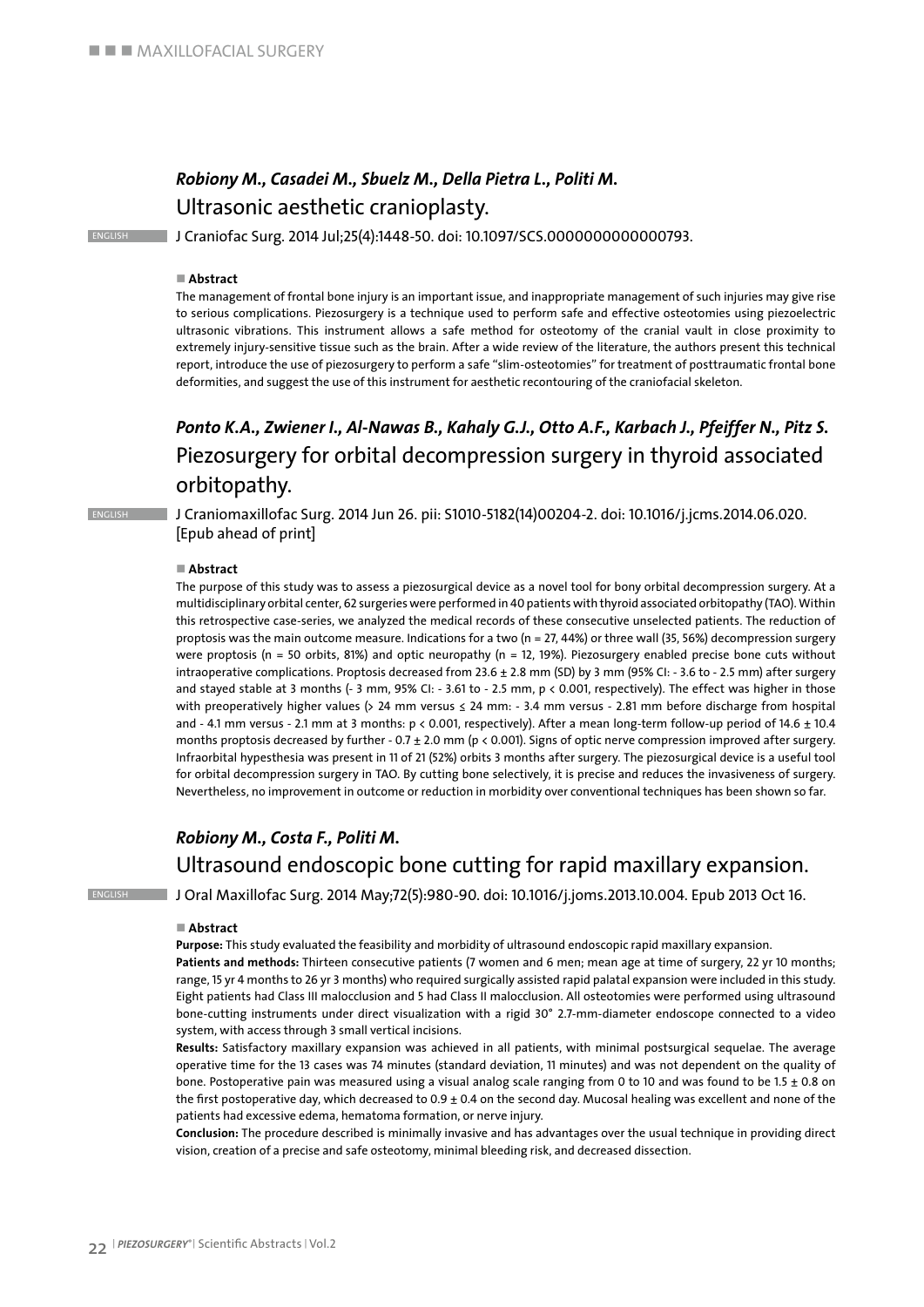***Robiony M., Casadei M., Sbuelz M., Della Pietra L., Politi M.***

## Ultrasonic aesthetic cranioplasty.

ENGLISH J Craniofac Surg. 2014 Jul;25(4):1448-50. doi: 10.1097/SCS.0000000000000793.

■ **Abstract**

The management of frontal bone injury is an important issue, and inappropriate management of such injuries may give rise to serious complications. Piezosurgery is a technique used to perform safe and effective osteotomies using piezoelectric ultrasonic vibrations. This instrument allows a safe method for osteotomy of the cranial vault in close proximity to extremely injury-sensitive tissue such as the brain. After a wide review of the literature, the authors present this technical report, introduce the use of piezosurgery to perform a safe "slim-osteotomies" for treatment of posttraumatic frontal bone deformities, and suggest the use of this instrument for aesthetic recontouring of the craniofacial skeleton.

***Ponto K.A., Zwiener I., Al-Nawas B., Kahaly G.J., Otto A.F., Karbach J., Pfeiffer N., Pitz S.***

## Piezosurgery for orbital decompression surgery in thyroid associated orbitopathy.

ENGLISH J Craniomaxillofac Surg. 2014 Jun 26. pii: S1010-5182(14)00204-2. doi: 10.1016/j.jcms.2014.06.020. [Epub ahead of print]

■ **Abstract**

The purpose of this study was to assess a piezosurgical device as a novel tool for bony orbital decompression surgery. At a multidisciplinary orbital center, 62 surgeries were performed in 40 patients with thyroid associated orbitopathy (TAO). Within this retrospective case-series, we analyzed the medical records of these consecutive unselected patients. The reduction of proptosis was the main outcome measure. Indications for a two (n = 27, 44%) or three wall (35, 56%) decompression surgery were proptosis (n = 50 orbits, 81%) and optic neuropathy (n = 12, 19%). Piezosurgery enabled precise bone cuts without intraoperative complications. Proptosis decreased from 23.6 ± 2.8 mm (SD) by 3 mm (95% CI: - 3.6 to - 2.5 mm) after surgery and stayed stable at 3 months (- 3 mm, 95% CI: - 3.61 to - 2.5 mm, $p < 0.001$, respectively). The effect was higher in those with preoperatively higher values (> 24 mm versus ≤ 24 mm: - 3.4 mm versus - 2.81 mm before discharge from hospital and - 4.1 mm versus - 2.1 mm at 3 months: $p < 0.001$, respectively). After a mean long-term follow-up period of 14.6 ± 10.4 months proptosis decreased by further - 0.7 ± 2.0 mm ($p < 0.001$). Signs of optic nerve compression improved after surgery. Infraorbital hypesthesia was present in 11 of 21 (52%) orbits 3 months after surgery. The piezosurgical device is a useful tool for orbital decompression surgery in TAO. By cutting bone selectively, it is precise and reduces the invasiveness of surgery. Nevertheless, no improvement in outcome or reduction in morbidity over conventional techniques has been shown so far.

***Robiony M., Costa F., Politi M.***

## Ultrasound endoscopic bone cutting for rapid maxillary expansion.

ENGLISH J Oral Maxillofac Surg. 2014 May;72(5):980-90. doi: 10.1016/j.joms.2013.10.004. Epub 2013 Oct 16.

■ **Abstract**

**Purpose:** This study evaluated the feasibility and morbidity of ultrasound endoscopic rapid maxillary expansion.

**Patients and methods:** Thirteen consecutive patients (7 women and 6 men; mean age at time of surgery, 22 yr 10 months; range, 15 yr 4 months to 26 yr 3 months) who required surgically assisted rapid palatal expansion were included in this study. Eight patients had Class III malocclusion and 5 had Class II malocclusion. All osteotomies were performed using ultrasound bone-cutting instruments under direct visualization with a rigid 30° 2.7-mm-diameter endoscope connected to a video system, with access through 3 small vertical incisions.

**Results:** Satisfactory maxillary expansion was achieved in all patients, with minimal postsurgical sequelae. The average operative time for the 13 cases was 74 minutes (standard deviation, 11 minutes) and was not dependent on the quality of bone. Postoperative pain was measured using a visual analog scale ranging from 0 to 10 and was found to be 1.5 ± 0.8 on the first postoperative day, which decreased to 0.9 ± 0.4 on the second day. Mucosal healing was excellent and none of the patients had excessive edema, hematoma formation, or nerve injury.

**Conclusion:** The procedure described is minimally invasive and has advantages over the usual technique in providing direct vision, creation of a precise and safe osteotomy, minimal bleeding risk, and decreased dissection.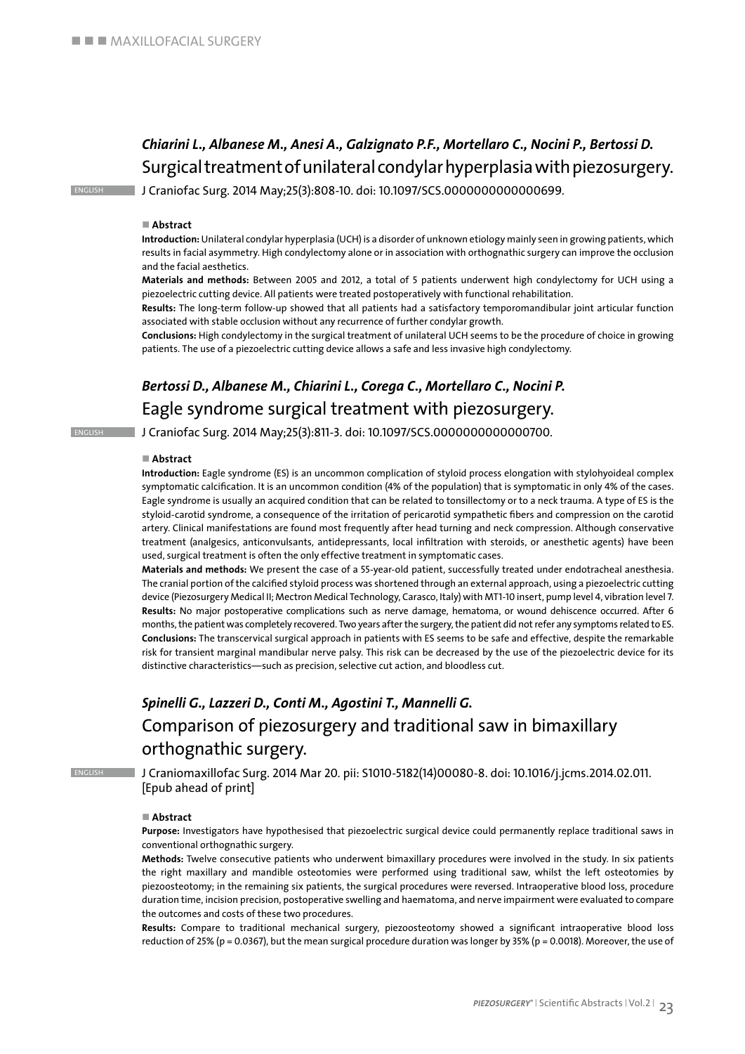### *Chiarini L., Albanese M., Anesi A., Galzignato P.F., Mortellaro C., Nocini P., Bertossi D.*

## Surgical treatment of unilateral condylar hyperplasia with piezosurgery.

ENGLISH

J Craniofac Surg. 2014 May;25(3):808-10. doi: 10.1097/SCS.0000000000000699.

**Abstract**

**Introduction:** Unilateral condylar hyperplasia (UCH) is a disorder of unknown etiology mainly seen in growing patients, which results in facial asymmetry. High condylectomy alone or in association with orthognathic surgery can improve the occlusion and the facial aesthetics.

**Materials and methods:** Between 2005 and 2012, a total of 5 patients underwent high condylectomy for UCH using a piezoelectric cutting device. All patients were treated postoperatively with functional rehabilitation.

**Results:** The long-term follow-up showed that all patients had a satisfactory temporomandibular joint articular function associated with stable occlusion without any recurrence of further condylar growth.

**Conclusions:** High condylectomy in the surgical treatment of unilateral UCH seems to be the procedure of choice in growing patients. The use of a piezoelectric cutting device allows a safe and less invasive high condylectomy.

### *Bertossi D., Albanese M., Chiarini L., Corega C., Mortellaro C., Nocini P.*

## Eagle syndrome surgical treatment with piezosurgery.

ENGLISH

J Craniofac Surg. 2014 May;25(3):811-3. doi: 10.1097/SCS.0000000000000700.

**Abstract**

**Introduction:** Eagle syndrome (ES) is an uncommon complication of styloid process elongation with stylohyoideal complex symptomatic calcification. It is an uncommon condition (4% of the population) that is symptomatic in only 4% of the cases. Eagle syndrome is usually an acquired condition that can be related to tonsillectomy or to a neck trauma. A type of ES is the styloid-carotid syndrome, a consequence of the irritation of pericarotid sympathetic fibers and compression on the carotid artery. Clinical manifestations are found most frequently after head turning and neck compression. Although conservative treatment (analgesics, anticonvulsants, antidepressants, local infiltration with steroids, or anesthetic agents) have been used, surgical treatment is often the only effective treatment in symptomatic cases.

**Materials and methods:** We present the case of a 55-year-old patient, successfully treated under endotracheal anesthesia. The cranial portion of the calcified styloid process was shortened through an external approach, using a piezoelectric cutting device (Piezosurgery Medical II; Mectron Medical Technology, Carasco, Italy) with MT1-10 insert, pump level 4, vibration level 7.

**Results:** No major postoperative complications such as nerve damage, hematoma, or wound dehiscence occurred. After 6 months, the patient was completely recovered. Two years after the surgery, the patient did not refer any symptoms related to ES.

**Conclusions:** The transcervical surgical approach in patients with ES seems to be safe and effective, despite the remarkable risk for transient marginal mandibular nerve palsy. This risk can be decreased by the use of the piezoelectric device for its distinctive characteristics—such as precision, selective cut action, and bloodless cut.

### *Spinelli G., Lazzeri D., Conti M., Agostini T., Mannelli G.*

## Comparison of piezosurgery and traditional saw in bimaxillary orthognathic surgery.

ENGLISH

J Craniomaxillofac Surg. 2014 Mar 20. pii: S1010-5182(14)00080-8. doi: 10.1016/j.jcms.2014.02.011. [Epub ahead of print]

**Abstract**

**Purpose:** Investigators have hypothesised that piezoelectric surgical device could permanently replace traditional saws in conventional orthognathic surgery.

**Methods:** Twelve consecutive patients who underwent bimaxillary procedures were involved in the study. In six patients the right maxillary and mandible osteotomies were performed using traditional saw, whilst the left osteotomies by piezoosteotomy; in the remaining six patients, the surgical procedures were reversed. Intraoperative blood loss, procedure duration time, incision precision, postoperative swelling and haematoma, and nerve impairment were evaluated to compare the outcomes and costs of these two procedures.

**Results:** Compare to traditional mechanical surgery, piezoosteotomy showed a significant intraoperative blood loss reduction of 25% ($p = 0.0367$), but the mean surgical procedure duration was longer by 35% ($p = 0.0018$). Moreover, the use of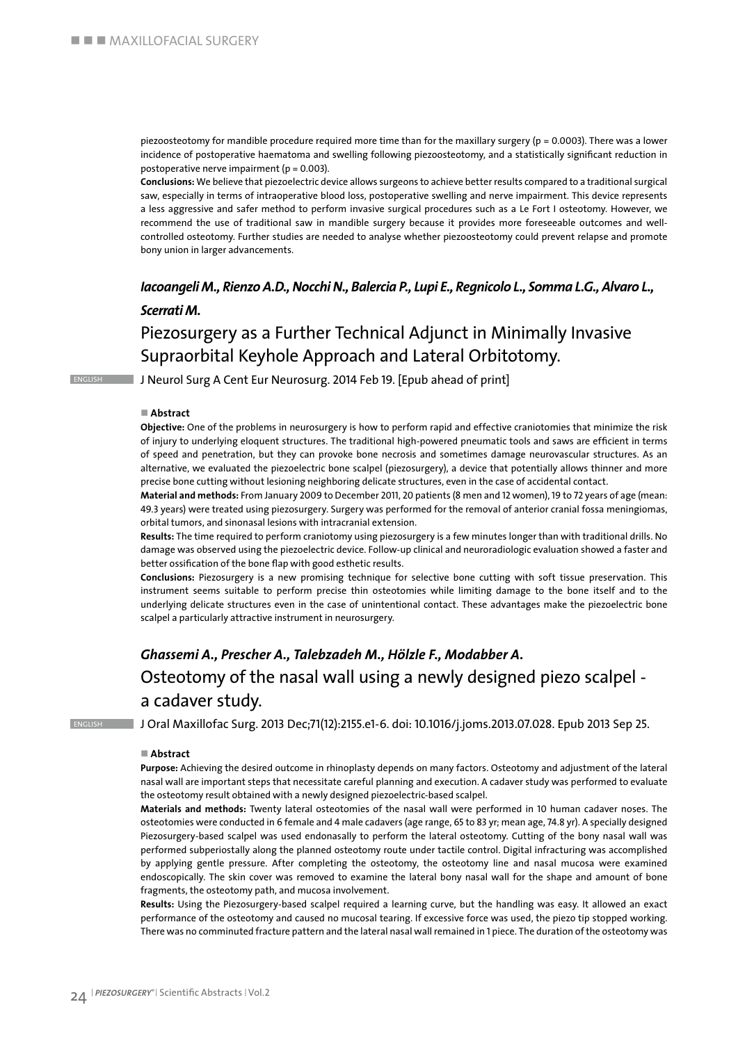piezoosteotomy for mandible procedure required more time than for the maxillary surgery ($p = 0.0003$). There was a lower incidence of postoperative haematoma and swelling following piezoosteotomy, and a statistically significant reduction in postoperative nerve impairment ($p = 0.003$).

**Conclusions:** We believe that piezoelectric device allows surgeons to achieve better results compared to a traditional surgical saw, especially in terms of intraoperative blood loss, postoperative swelling and nerve impairment. This device represents a less aggressive and safer method to perform invasive surgical procedures such as a Le Fort I osteotomy. However, we recommend the use of traditional saw in mandible surgery because it provides more foreseeable outcomes and well-controlled osteotomy. Further studies are needed to analyse whether piezoosteotomy could prevent relapse and promote bony union in larger advancements.

***Iacoangeli M., Rienzo A.D., Nocchi N., Balercia P., Lupi E., Regnicolo L., Somma L.G., Alvaro L., Scerrati M.***

## Piezosurgery as a Further Technical Adjunct in Minimally Invasive Supraorbital Keyhole Approach and Lateral Orbitotomy.

ENGLISH J Neurol Surg A Cent Eur Neurosurg. 2014 Feb 19. [Epub ahead of print]

### Abstract

**Objective:** One of the problems in neurosurgery is how to perform rapid and effective craniotomies that minimize the risk of injury to underlying eloquent structures. The traditional high-powered pneumatic tools and saws are efficient in terms of speed and penetration, but they can provoke bone necrosis and sometimes damage neurovascular structures. As an alternative, we evaluated the piezoelectric bone scalpel (piezosurgery), a device that potentially allows thinner and more precise bone cutting without lesioning neighboring delicate structures, even in the case of accidental contact.

**Material and methods:** From January 2009 to December 2011, 20 patients (8 men and 12 women), 19 to 72 years of age (mean: 49.3 years) were treated using piezosurgery. Surgery was performed for the removal of anterior cranial fossa meningiomas, orbital tumors, and sinonasal lesions with intracranial extension.

**Results:** The time required to perform craniotomy using piezosurgery is a few minutes longer than with traditional drills. No damage was observed using the piezoelectric device. Follow-up clinical and neuroradiologic evaluation showed a faster and better ossification of the bone flap with good esthetic results.

**Conclusions:** Piezosurgery is a new promising technique for selective bone cutting with soft tissue preservation. This instrument seems suitable to perform precise thin osteotomies while limiting damage to the bone itself and to the underlying delicate structures even in the case of unintentional contact. These advantages make the piezoelectric bone scalpel a particularly attractive instrument in neurosurgery.

***Ghassemi A., Prescher A., Talebzadeh M., Hölzle F., Modabber A.***

## Osteotomy of the nasal wall using a newly designed piezo scalpel - a cadaver study.

ENGLISH J Oral Maxillofac Surg. 2013 Dec;71(12):2155.e1-6. doi: 10.1016/j.joms.2013.07.028. Epub 2013 Sep 25.

### Abstract

**Purpose:** Achieving the desired outcome in rhinoplasty depends on many factors. Osteotomy and adjustment of the lateral nasal wall are important steps that necessitate careful planning and execution. A cadaver study was performed to evaluate the osteotomy result obtained with a newly designed piezoelectric-based scalpel.

**Materials and methods:** Twenty lateral osteotomies of the nasal wall were performed in 10 human cadaver noses. The osteotomies were conducted in 6 female and 4 male cadavers (age range, 65 to 83 yr; mean age, 74.8 yr). A specially designed Piezosurgery-based scalpel was used endonasally to perform the lateral osteotomy. Cutting of the bony nasal wall was performed subperiostally along the planned osteotomy route under tactile control. Digital infracturing was accomplished by applying gentle pressure. After completing the osteotomy, the osteotomy line and nasal mucosa were examined endoscopically. The skin cover was removed to examine the lateral bony nasal wall for the shape and amount of bone fragments, the osteotomy path, and mucosa involvement.

**Results:** Using the Piezosurgery-based scalpel required a learning curve, but the handling was easy. It allowed an exact performance of the osteotomy and caused no mucosal tearing. If excessive force was used, the piezo tip stopped working. There was no comminuted fracture pattern and the lateral nasal wall remained in 1 piece. The duration of the osteotomy was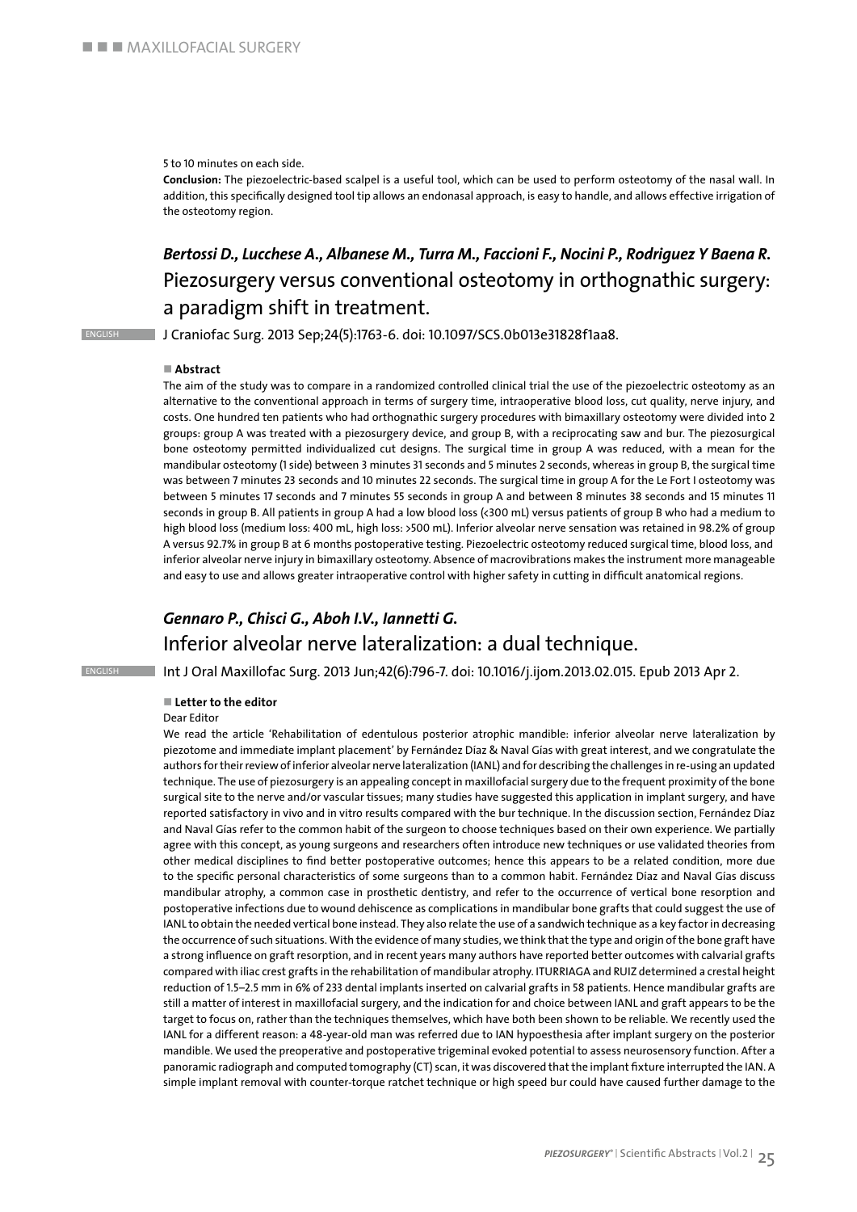5 to 10 minutes on each side.

**Conclusion:** The piezoelectric-based scalpel is a useful tool, which can be used to perform osteotomy of the nasal wall. In addition, this specifically designed tool tip allows an endonasal approach, is easy to handle, and allows effective irrigation of the osteotomy region.

## *Bertossi D., Lucchese A., Albanese M., Turra M., Faccioni F., Nocini P., Rodriguez Y Baena R.*

## Piezosurgery versus conventional osteotomy in orthognathic surgery: a paradigm shift in treatment.

ENGLISH

J Craniofac Surg. 2013 Sep;24(5):1763-6. doi: 10.1097/SCS.0b013e31828f1aa8.

### Abstract

The aim of the study was to compare in a randomized controlled clinical trial the use of the piezoelectric osteotomy as an alternative to the conventional approach in terms of surgery time, intraoperative blood loss, cut quality, nerve injury, and costs. One hundred ten patients who had orthognathic surgery procedures with bimaxillary osteotomy were divided into 2 groups: group A was treated with a piezosurgery device, and group B, with a reciprocating saw and bur. The piezosurgical bone osteotomy permitted individualized cut designs. The surgical time in group A was reduced, with a mean for the mandibular osteotomy (1 side) between 3 minutes 31 seconds and 5 minutes 2 seconds, whereas in group B, the surgical time was between 7 minutes 23 seconds and 10 minutes 22 seconds. The surgical time in group A for the Le Fort I osteotomy was between 5 minutes 17 seconds and 7 minutes 55 seconds in group A and between 8 minutes 38 seconds and 15 minutes 11 seconds in group B. All patients in group A had a low blood loss (<300 mL) versus patients of group B who had a medium to high blood loss (medium loss: 400 mL, high loss: >500 mL). Inferior alveolar nerve sensation was retained in 98.2% of group A versus 92.7% in group B at 6 months postoperative testing. Piezoelectric osteotomy reduced surgical time, blood loss, and inferior alveolar nerve injury in bimaxillary osteotomy. Absence of macrovibrations makes the instrument more manageable and easy to use and allows greater intraoperative control with higher safety in cutting in difficult anatomical regions.

## *Gennaro P., Chisci G., Aboh I.V., Iannetti G.*

## Inferior alveolar nerve lateralization: a dual technique.

ENGLISH

Int J Oral Maxillofac Surg. 2013 Jun;42(6):796-7. doi: 10.1016/j.ijom.2013.02.015. Epub 2013 Apr 2.

### Letter to the editor

Dear Editor

We read the article 'Rehabilitation of edentulous posterior atrophic mandible: inferior alveolar nerve lateralization by piezotome and immediate implant placement' by Fernández Díaz & Naval Gías with great interest, and we congratulate the authors for their review of inferior alveolar nerve lateralization (IANL) and for describing the challenges in re-using an updated technique. The use of piezosurgery is an appealing concept in maxillofacial surgery due to the frequent proximity of the bone surgical site to the nerve and/or vascular tissues; many studies have suggested this application in implant surgery, and have reported satisfactory in vivo and in vitro results compared with the bur technique. In the discussion section, Fernández Díaz and Naval Gías refer to the common habit of the surgeon to choose techniques based on their own experience. We partially agree with this concept, as young surgeons and researchers often introduce new techniques or use validated theories from other medical disciplines to find better postoperative outcomes; hence this appears to be a related condition, more due to the specific personal characteristics of some surgeons than to a common habit. Fernández Díaz and Naval Gías discuss mandibular atrophy, a common case in prosthetic dentistry, and refer to the occurrence of vertical bone resorption and postoperative infections due to wound dehiscence as complications in mandibular bone grafts that could suggest the use of IANL to obtain the needed vertical bone instead. They also relate the use of a sandwich technique as a key factor in decreasing the occurrence of such situations. With the evidence of many studies, we think that the type and origin of the bone graft have a strong influence on graft resorption, and in recent years many authors have reported better outcomes with calvarial grafts compared with iliac crest grafts in the rehabilitation of mandibular atrophy. ITURRIAGA and RUIZ determined a crestal height reduction of 1.5–2.5 mm in 6% of 233 dental implants inserted on calvarial grafts in 58 patients. Hence mandibular grafts are still a matter of interest in maxillofacial surgery, and the indication for and choice between IANL and graft appears to be the target to focus on, rather than the techniques themselves, which have both been shown to be reliable. We recently used the IANL for a different reason: a 48-year-old man was referred due to IAN hypoesthesia after implant surgery on the posterior mandible. We used the preoperative and postoperative trigeminal evoked potential to assess neurosensory function. After a panoramic radiograph and computed tomography (CT) scan, it was discovered that the implant fixture interrupted the IAN. A simple implant removal with counter-torque ratchet technique or high speed bur could have caused further damage to the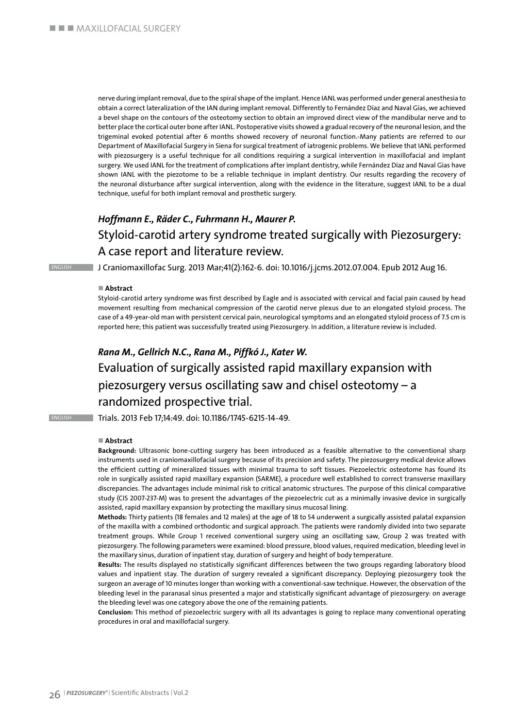nerve during implant removal, due to the spiral shape of the implant. Hence IANL was performed under general anesthesia to obtain a correct lateralization of the IAN during implant removal. Differently to Fernández Díaz and Naval Gías, we achieved a bevel shape on the contours of the osteotomy section to obtain an improved direct view of the mandibular nerve and to better place the cortical outer bone after IANL. Postoperative visits showed a gradual recovery of the neuronal lesion, and the trigeminal evoked potential after 6 months showed recovery of neuronal function.-Many patients are referred to our Department of Maxillofacial Surgery in Siena for surgical treatment of iatrogenic problems. We believe that IANL performed with piezosurgery is a useful technique for all conditions requiring a surgical intervention in maxillofacial and implant surgery. We used IANL for the treatment of complications after implant dentistry, while Fernández Díaz and Naval Gías have shown IANL with the piezotome to be a reliable technique in implant dentistry. Our results regarding the recovery of the neuronal disturbance after surgical intervention, along with the evidence in the literature, suggest IANL to be a dual technique, useful for both implant removal and prosthetic surgery.

***Hoffmann E., Räder C., Fuhrmann H., Maurer P.***

## Styloid-carotid artery syndrome treated surgically with Piezosurgery: A case report and literature review.

ENGLISH

J Craniomaxillofac Surg. 2013 Mar;41(2):162-6. doi: 10.1016/j.jcms.2012.07.004. Epub 2012 Aug 16.

**Abstract**

Styloid-carotid artery syndrome was first described by Eagle and is associated with cervical and facial pain caused by head movement resulting from mechanical compression of the carotid nerve plexus due to an elongated styloid process. The case of a 49-year-old man with persistent cervical pain, neurological symptoms and an elongated styloid process of 7.5 cm is reported here; this patient was successfully treated using Piezosurgery. In addition, a literature review is included.

***Rana M., Gellrich N.C., Rana M., Piffkó J., Kater W.***

## Evaluation of surgically assisted rapid maxillary expansion with piezosurgery versus oscillating saw and chisel osteotomy – a randomized prospective trial.

ENGLISH

Trials. 2013 Feb 17;14:49. doi: 10.1186/1745-6215-14-49.

**Abstract**

**Background:** Ultrasonic bone-cutting surgery has been introduced as a feasible alternative to the conventional sharp instruments used in craniomaxillofacial surgery because of its precision and safety. The piezosurgery medical device allows the efficient cutting of mineralized tissues with minimal trauma to soft tissues. Piezoelectric osteotome has found its role in surgically assisted rapid maxillary expansion (SARME), a procedure well established to correct transverse maxillary discrepancies. The advantages include minimal risk to critical anatomic structures. The purpose of this clinical comparative study (CIS 2007-237-M) was to present the advantages of the piezoelectric cut as a minimally invasive device in surgically assisted, rapid maxillary expansion by protecting the maxillary sinus mucosal lining.

**Methods:** Thirty patients (18 females and 12 males) at the age of 18 to 54 underwent a surgically assisted palatal expansion of the maxilla with a combined orthodontic and surgical approach. The patients were randomly divided into two separate treatment groups. While Group 1 received conventional surgery using an oscillating saw, Group 2 was treated with piezosurgery. The following parameters were examined: blood pressure, blood values, required medication, bleeding level in the maxillary sinus, duration of inpatient stay, duration of surgery and height of body temperature.

**Results:** The results displayed no statistically significant differences between the two groups regarding laboratory blood values and inpatient stay. The duration of surgery revealed a significant discrepancy. Deploying piezosurgery took the surgeon an average of 10 minutes longer than working with a conventional-saw technique. However, the observation of the bleeding level in the paranasal sinus presented a major and statistically significant advantage of piezosurgery: on average the bleeding level was one category above the one of the remaining patients.

**Conclusion:** This method of piezoelectric surgery with all its advantages is going to replace many conventional operating procedures in oral and maxillofacial surgery.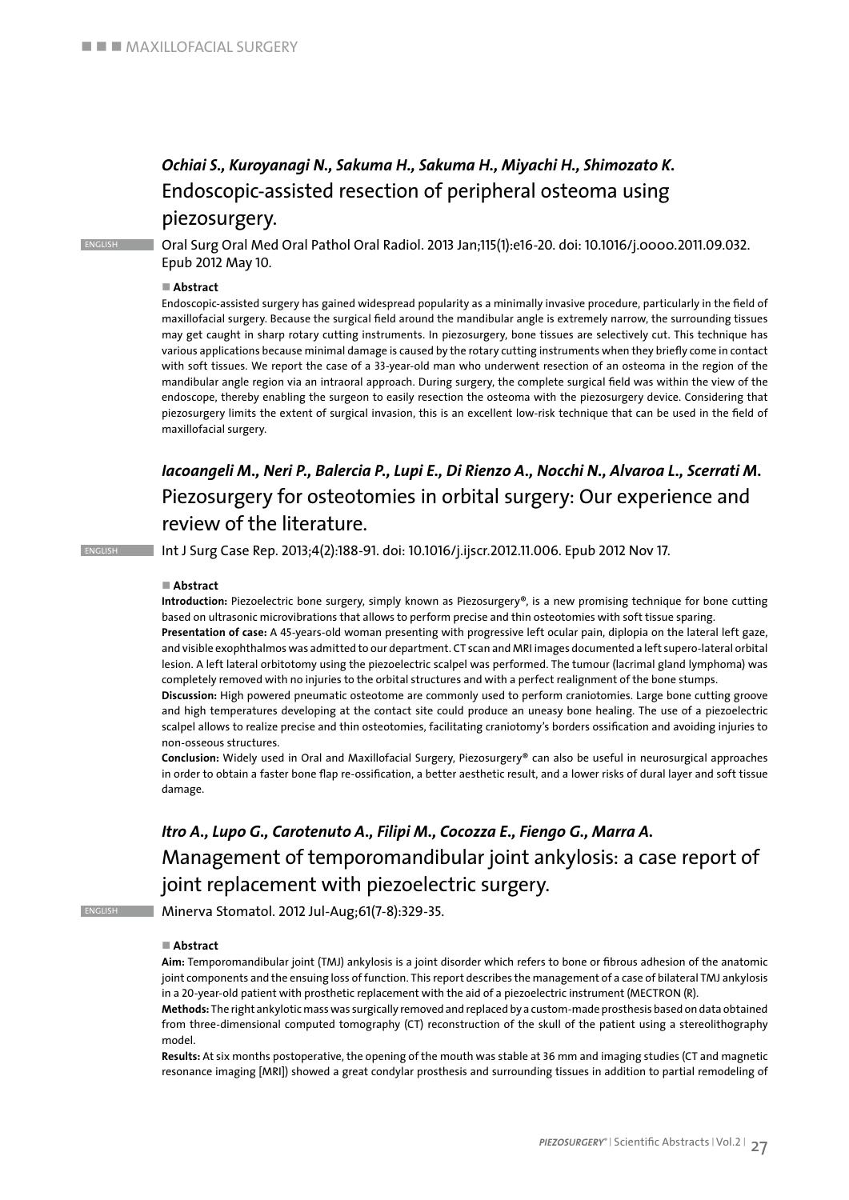***Ochiai S., Kuroyanagi N., Sakuma H., Sakuma H., Miyachi H., Shimozato K.***

## Endoscopic-assisted resection of peripheral osteoma using piezosurgery.

ENGLISH

Oral Surg Oral Med Oral Pathol Oral Radiol. 2013 Jan;115(1):e16-20. doi: 10.1016/j.oooo.2011.09.032. Epub 2012 May 10.

**■ Abstract**

Endoscopic-assisted surgery has gained widespread popularity as a minimally invasive procedure, particularly in the field of maxillofacial surgery. Because the surgical field around the mandibular angle is extremely narrow, the surrounding tissues may get caught in sharp rotary cutting instruments. In piezosurgery, bone tissues are selectively cut. This technique has various applications because minimal damage is caused by the rotary cutting instruments when they briefly come in contact with soft tissues. We report the case of a 33-year-old man who underwent resection of an osteoma in the region of the mandibular angle region via an intraoral approach. During surgery, the complete surgical field was within the view of the endoscope, thereby enabling the surgeon to easily resection the osteoma with the piezosurgery device. Considering that piezosurgery limits the extent of surgical invasion, this is an excellent low-risk technique that can be used in the field of maxillofacial surgery.

***Iacoangeli M., Neri P., Balercia P., Lupi E., Di Rienzo A., Nocchi N., Alvaroa L., Scerrati M.***

## Piezosurgery for osteotomies in orbital surgery: Our experience and review of the literature.

ENGLISH

Int J Surg Case Rep. 2013;4(2):188-91. doi: 10.1016/j.ijscr.2012.11.006. Epub 2012 Nov 17.

**■ Abstract**

**Introduction:** Piezoelectric bone surgery, simply known as Piezosurgery®, is a new promising technique for bone cutting based on ultrasonic microvibrations that allows to perform precise and thin osteotomies with soft tissue sparing.

**Presentation of case:** A 45-years-old woman presenting with progressive left ocular pain, diplopia on the lateral left gaze, and visible exophthalmos was admitted to our department. CT scan and MRI images documented a left supero-lateral orbital lesion. A left lateral orbitotomy using the piezoelectric scalpel was performed. The tumour (lacrimal gland lymphoma) was completely removed with no injuries to the orbital structures and with a perfect realignment of the bone stumps.

**Discussion:** High powered pneumatic osteotome are commonly used to perform craniotomies. Large bone cutting groove and high temperatures developing at the contact site could produce an uneasy bone healing. The use of a piezoelectric scalpel allows to realize precise and thin osteotomies, facilitating craniotomy's borders ossification and avoiding injuries to non-osseous structures.

**Conclusion:** Widely used in Oral and Maxillofacial Surgery, Piezosurgery® can also be useful in neurosurgical approaches in order to obtain a faster bone flap re-ossification, a better aesthetic result, and a lower risks of dural layer and soft tissue damage.

***Itro A., Lupo G., Carotenuto A., Filipi M., Cocozza E., Fiengo G., Marra A.***

## Management of temporomandibular joint ankylosis: a case report of joint replacement with piezoelectric surgery.

ENGLISH

Minerva Stomatol. 2012 Jul-Aug;61(7-8):329-35.

**■ Abstract**

**Aim:** Temporomandibular joint (TMJ) ankylosis is a joint disorder which refers to bone or fibrous adhesion of the anatomic joint components and the ensuing loss of function. This report describes the management of a case of bilateral TMJ ankylosis in a 20-year-old patient with prosthetic replacement with the aid of a piezoelectric instrument (MECTRON (R).

**Methods:** The right ankylotic mass was surgically removed and replaced by a custom-made prosthesis based on data obtained from three-dimensional computed tomography (CT) reconstruction of the skull of the patient using a stereolithography model.

**Results:** At six months postoperative, the opening of the mouth was stable at 36 mm and imaging studies (CT and magnetic resonance imaging [MRI]) showed a great condylar prosthesis and surrounding tissues in addition to partial remodeling of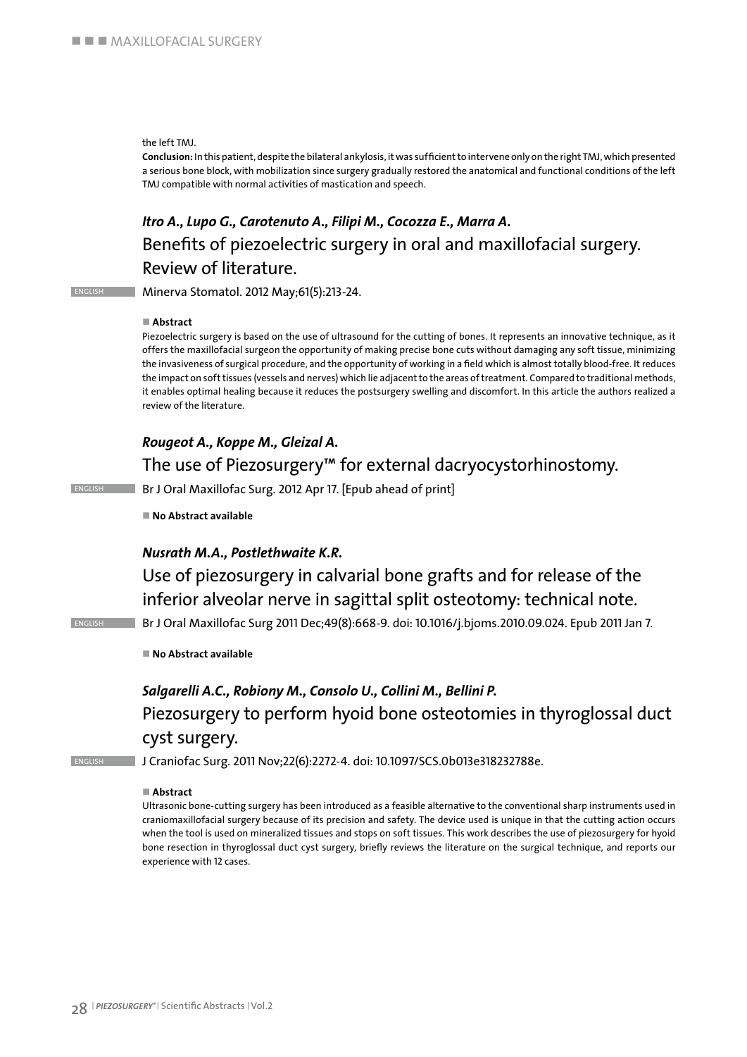the left TMJ.

**Conclusion:** In this patient, despite the bilateral ankylosis, it was sufficient to intervene only on the right TMJ, which presented a serious bone block, with mobilization since surgery gradually restored the anatomical and functional conditions of the left TMJ compatible with normal activities of mastication and speech.

***Itro A., Lupo G., Carotenuto A., Filipi M., Cocozza E., Marra A.***

## Benefits of piezoelectric surgery in oral and maxillofacial surgery. Review of literature.

ENGLISH

Minerva Stomatol. 2012 May;61(5):213-24.

**Abstract**

Piezoelectric surgery is based on the use of ultrasound for the cutting of bones. It represents an innovative technique, as it offers the maxillofacial surgeon the opportunity of making precise bone cuts without damaging any soft tissue, minimizing the invasiveness of surgical procedure, and the opportunity of working in a field which is almost totally blood-free. It reduces the impact on soft tissues (vessels and nerves) which lie adjacent to the areas of treatment. Compared to traditional methods, it enables optimal healing because it reduces the postsurgery swelling and discomfort. In this article the authors realized a review of the literature.

***Rougeot A., Koppe M., Gleizal A.***

## The use of Piezosurgery™ for external dacryocystorhinostomy.

ENGLISH

Br J Oral Maxillofac Surg. 2012 Apr 17. [Epub ahead of print]

**No Abstract available**

***Nusrath M.A., Postlethwaite K.R.***

## Use of piezosurgery in calvarial bone grafts and for release of the inferior alveolar nerve in sagittal split osteotomy: technical note.

ENGLISH

Br J Oral Maxillofac Surg 2011 Dec;49(8):668-9. doi: 10.1016/j.bjoms.2010.09.024. Epub 2011 Jan 7.

**No Abstract available**

***Salgarelli A.C., Robiony M., Consolo U., Collini M., Bellini P.***

## Piezosurgery to perform hyoid bone osteotomies in thyroglossal duct cyst surgery.

ENGLISH

J Craniofac Surg. 2011 Nov;22(6):2272-4. doi: 10.1097/SCS.0b013e318232788e.

**Abstract**

Ultrasonic bone-cutting surgery has been introduced as a feasible alternative to the conventional sharp instruments used in craniomaxillofacial surgery because of its precision and safety. The device used is unique in that the cutting action occurs when the tool is used on mineralized tissues and stops on soft tissues. This work describes the use of piezosurgery for hyoid bone resection in thyroglossal duct cyst surgery, briefly reviews the literature on the surgical technique, and reports our experience with 12 cases.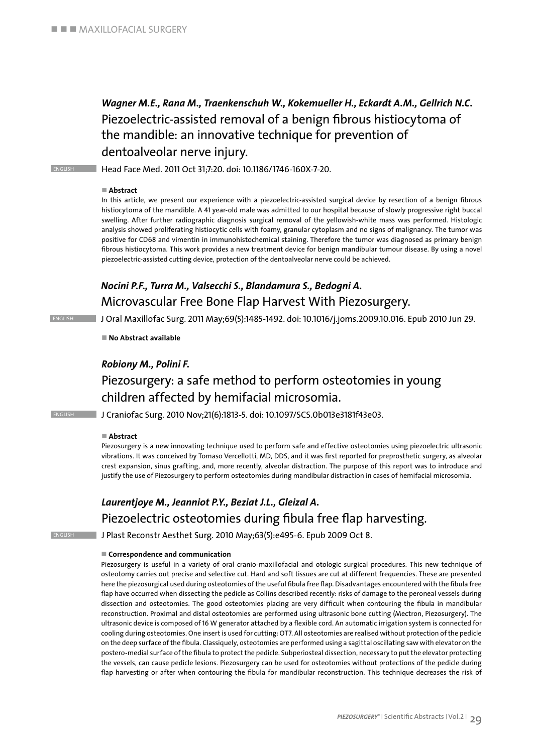***Wagner M.E., Rana M., Traenkenschuh W., Kokemueller H., Eckardt A.M., Gellrich N.C.***

## Piezoelectric-assisted removal of a benign fibrous histiocytoma of the mandible: an innovative technique for prevention of dentoalveolar nerve injury.

ENGLISH

Head Face Med. 2011 Oct 31;7:20. doi: 10.1186/1746-160X-7-20.

**Abstract**

In this article, we present our experience with a piezoelectric-assisted surgical device by resection of a benign fibrous histiocytoma of the mandible. A 41 year-old male was admitted to our hospital because of slowly progressive right buccal swelling. After further radiographic diagnosis surgical removal of the yellowish-white mass was performed. Histologic analysis showed proliferating histiocytic cells with foamy, granular cytoplasm and no signs of malignancy. The tumor was positive for CD68 and vimentin in immunohistochemical staining. Therefore the tumor was diagnosed as primary benign fibrous histiocytoma. This work provides a new treatment device for benign mandibular tumour disease. By using a novel piezoelectric-assisted cutting device, protection of the dentoalveolar nerve could be achieved.

***Nocini P.F., Turra M., Valsecchi S., Blandamura S., Bedogni A.***

## Microvascular Free Bone Flap Harvest With Piezosurgery.

ENGLISH

J Oral Maxillofac Surg. 2011 May;69(5):1485-1492. doi: 10.1016/j.joms.2009.10.016. Epub 2010 Jun 29.

**No Abstract available**

***Robiony M., Polini F.***

## Piezosurgery: a safe method to perform osteotomies in young children affected by hemifacial microsomia.

ENGLISH

J Craniofac Surg. 2010 Nov;21(6):1813-5. doi: 10.1097/SCS.0b013e3181f43e03.

**Abstract**

Piezosurgery is a new innovating technique used to perform safe and effective osteotomies using piezoelectric ultrasonic vibrations. It was conceived by Tomaso Vercellotti, MD, DDS, and it was first reported for preprosthetic surgery, as alveolar crest expansion, sinus grafting, and, more recently, alveolar distraction. The purpose of this report was to introduce and justify the use of Piezosurgery to perform osteotomies during mandibular distraction in cases of hemifacial microsomia.

***Laurentjoye M., Jeanniot P.Y., Beziat J.L., Gleizal A.***

## Piezoelectric osteotomies during fibula free flap harvesting.

ENGLISH

J Plast Reconstr Aesthet Surg. 2010 May;63(5):e495-6. Epub 2009 Oct 8.

**Correspondence and communication**

Piezosurgery is useful in a variety of oral cranio-maxillofacial and otologic surgical procedures. This new technique of osteotomy carries out precise and selective cut. Hard and soft tissues are cut at different frequencies. These are presented here the piezosurgical used during osteotomies of the useful fibula free flap. Disadvantages encountered with the fibula free flap have occurred when dissecting the pedicle as Collins described recently: risks of damage to the peroneal vessels during dissection and osteotomies. The good osteotomies placing are very difficult when contouring the fibula in mandibular reconstruction. Proximal and distal osteotomies are performed using ultrasonic bone cutting (Mectron, Piezosurgery). The ultrasonic device is composed of 16 W generator attached by a flexible cord. An automatic irrigation system is connected for cooling during osteotomies. One insert is used for cutting: OT7. All osteotomies are realised without protection of the pedicle on the deep surface of the fibula. Classiquely, osteotomies are performed using a sagittal oscillating saw with elevator on the postero-medial surface of the fibula to protect the pedicle. Subperiosteal dissection, necessary to put the elevator protecting the vessels, can cause pedicle lesions. Piezosurgery can be used for osteotomies without protections of the pedicle during flap harvesting or after when contouring the fibula for mandibular reconstruction. This technique decreases the risk of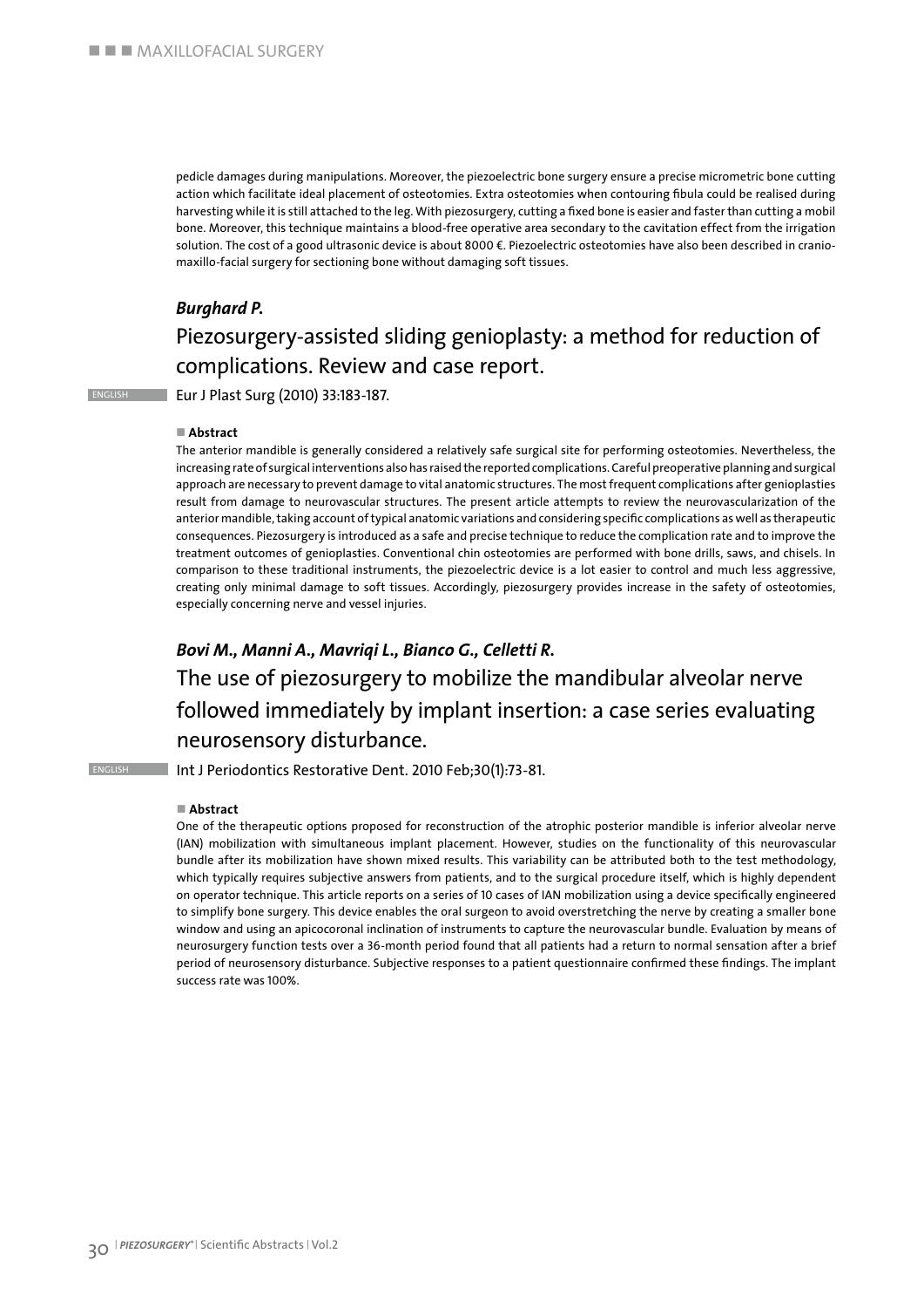pedicle damages during manipulations. Moreover, the piezoelectric bone surgery ensure a precise micrometric bone cutting action which facilitate ideal placement of osteotomies. Extra osteotomies when contouring fibula could be realised during harvesting while it is still attached to the leg. With piezosurgery, cutting a fixed bone is easier and faster than cutting a mobil bone. Moreover, this technique maintains a blood-free operative area secondary to the cavitation effect from the irrigation solution. The cost of a good ultrasonic device is about 8000 €. Piezoelectric osteotomies have also been described in cranio-maxillo-facial surgery for sectioning bone without damaging soft tissues.

***Burghard P.***

## Piezosurgery-assisted sliding genioplasty: a method for reduction of complications. Review and case report.

ENGLISH

Eur J Plast Surg (2010) 33:183-187.

**Abstract**

The anterior mandible is generally considered a relatively safe surgical site for performing osteotomies. Nevertheless, the increasing rate of surgical interventions also has raised the reported complications. Careful preoperative planning and surgical approach are necessary to prevent damage to vital anatomic structures. The most frequent complications after genioplasties result from damage to neurovascular structures. The present article attempts to review the neurovascularization of the anterior mandible, taking account of typical anatomic variations and considering specific complications as well as therapeutic consequences. Piezosurgery is introduced as a safe and precise technique to reduce the complication rate and to improve the treatment outcomes of genioplasties. Conventional chin osteotomies are performed with bone drills, saws, and chisels. In comparison to these traditional instruments, the piezoelectric device is a lot easier to control and much less aggressive, creating only minimal damage to soft tissues. Accordingly, piezosurgery provides increase in the safety of osteotomies, especially concerning nerve and vessel injuries.

***Bovi M., Manni A., Mavriqi L., Bianco G., Celletti R.***

## The use of piezosurgery to mobilize the mandibular alveolar nerve followed immediately by implant insertion: a case series evaluating neurosensory disturbance.

ENGLISH

Int J Periodontics Restorative Dent. 2010 Feb;30(1):73-81.

**Abstract**

One of the therapeutic options proposed for reconstruction of the atrophic posterior mandible is inferior alveolar nerve (IAN) mobilization with simultaneous implant placement. However, studies on the functionality of this neurovascular bundle after its mobilization have shown mixed results. This variability can be attributed both to the test methodology, which typically requires subjective answers from patients, and to the surgical procedure itself, which is highly dependent on operator technique. This article reports on a series of 10 cases of IAN mobilization using a device specifically engineered to simplify bone surgery. This device enables the oral surgeon to avoid overstretching the nerve by creating a smaller bone window and using an apicocoronal inclination of instruments to capture the neurovascular bundle. Evaluation by means of neurosurgery function tests over a 36-month period found that all patients had a return to normal sensation after a brief period of neurosensory disturbance. Subjective responses to a patient questionnaire confirmed these findings. The implant success rate was 100%.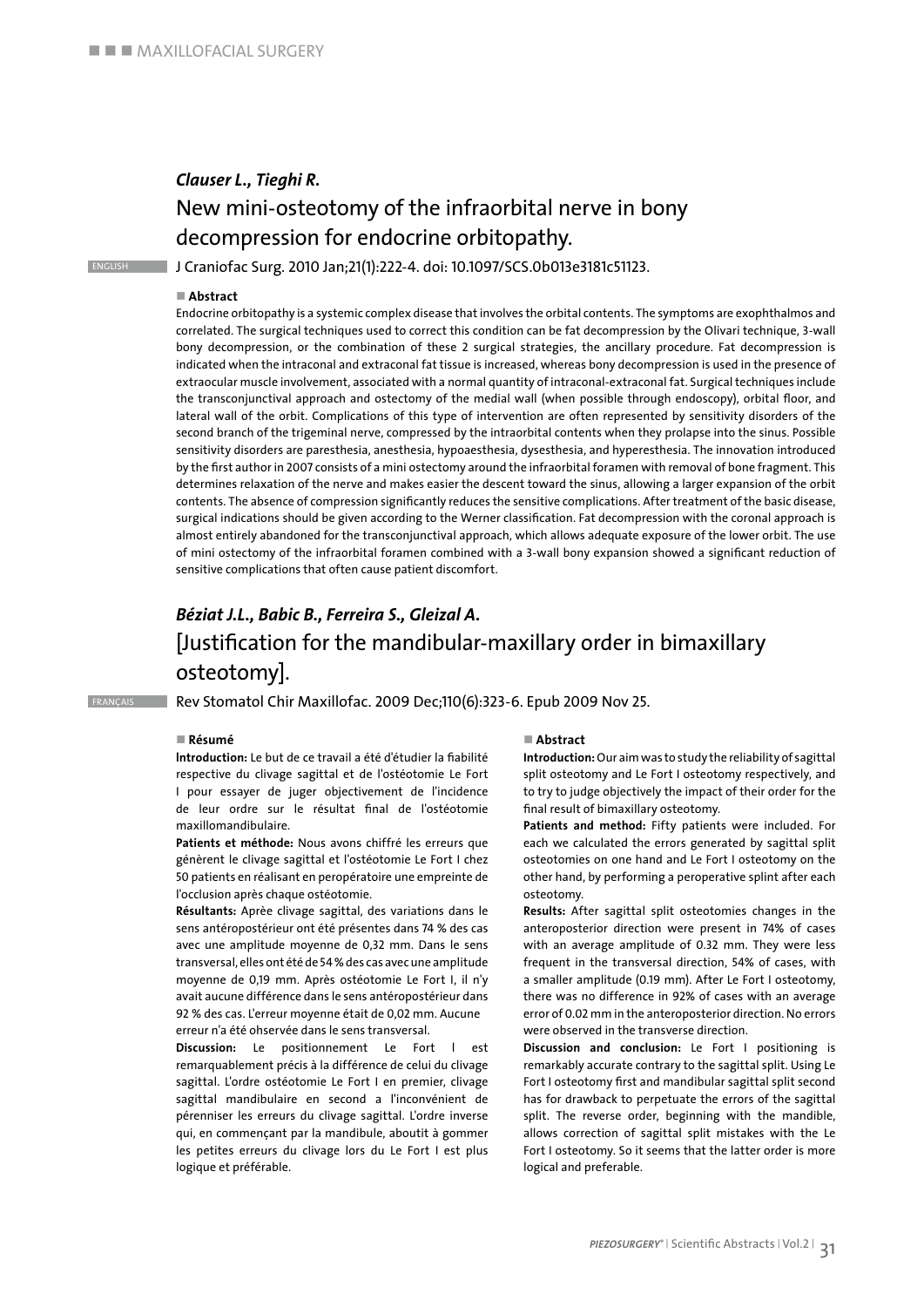*Clauser L., Tieghi R.*

## New mini-osteotomy of the infraorbital nerve in bony decompression for endocrine orbitopathy.

ENGLISH

J Craniofac Surg. 2010 Jan;21(1):222-4. doi: 10.1097/SCS.0b013e3181c51123.

**Abstract**

Endocrine orbitopathy is a systemic complex disease that involves the orbital contents. The symptoms are exophthalmos and correlated. The surgical techniques used to correct this condition can be fat decompression by the Olivari technique, 3-wall bony decompression, or the combination of these 2 surgical strategies, the ancillary procedure. Fat decompression is indicated when the intraconal and extraconal fat tissue is increased, whereas bony decompression is used in the presence of extraocular muscle involvement, associated with a normal quantity of intraconal-extraconal fat. Surgical techniques include the transconjunctival approach and ostectomy of the medial wall (when possible through endoscopy), orbital floor, and lateral wall of the orbit. Complications of this type of intervention are often represented by sensitivity disorders of the second branch of the trigeminal nerve, compressed by the intraorbital contents when they prolapse into the sinus. Possible sensitivity disorders are paresthesia, anesthesia, hypoaesthesia, dysesthesia, and hyperesthesia. The innovation introduced by the first author in 2007 consists of a mini ostectomy around the infraorbital foramen with removal of bone fragment. This determines relaxation of the nerve and makes easier the descent toward the sinus, allowing a larger expansion of the orbit contents. The absence of compression significantly reduces the sensitive complications. After treatment of the basic disease, surgical indications should be given according to the Werner classification. Fat decompression with the coronal approach is almost entirely abandoned for the transconjunctival approach, which allows adequate exposure of the lower orbit. The use of mini ostectomy of the infraorbital foramen combined with a 3-wall bony expansion showed a significant reduction of sensitive complications that often cause patient discomfort.

*Béziat J.L., Babic B., Ferreira S., Gleizal A.*

## [Justification for the mandibular-maxillary order in bimaxillary osteotomy].

FRANÇAIS

Rev Stomatol Chir Maxillofac. 2009 Dec;110(6):323-6. Epub 2009 Nov 25.

**Résumé**

**Introduction:** Le but de ce travail a été d'étudier la fiabilité respective du clivage sagittal et de l'ostéotomie Le Fort I pour essayer de juger objectivement de l'incidence de leur ordre sur le résultat final de l'ostéotomie maxillomandibulaire.

**Patients et méthode:** Nous avons chiffré les erreurs que génèrent le clivage sagittal et l'ostéotomie Le Fort I chez 50 patients en réalisant en peropératoire une empreinte de l'occlusion après chaque ostéotomie.

**Résultants:** Aprèe clivage sagittal, des variations dans le sens antéropostérieur ont été présentes dans 74 % des cas avec une amplitude moyenne de 0,32 mm. Dans le sens transversal, elles ont été de 54 % des cas avec une amplitude moyenne de 0,19 mm. Après ostéotomie Le Fort I, il n'y avait aucune différence dans le sens antéropostérieur dans 92 % des cas. L'erreur moyenne était de 0,02 mm. Aucune erreur n'a été ohservée dans le sens transversal.

**Discussion:** Le positionnement Le Fort I est remarquablement précis à la différence de celui du clivage sagittal. L'ordre ostéotomie Le Fort I en premier, clivage sagittal mandibulaire en second a l'inconvénient de pérenniser les erreurs du clivage sagittal. L'ordre inverse qui, en commençant par la mandibule, aboutit à gommer les petites erreurs du clivage lors du Le Fort I est plus logique et préférable.

**Abstract**

**Introduction:** Our aim was to study the reliability of sagittal split osteotomy and Le Fort I osteotomy respectively, and to try to judge objectively the impact of their order for the final result of bimaxillary osteotomy.

**Patients and method:** Fifty patients were included. For each we calculated the errors generated by sagittal split osteotomies on one hand and Le Fort I osteotomy on the other hand, by performing a peroperative splint after each osteotomy.

**Results:** After sagittal split osteotomies changes in the anteroposterior direction were present in 74% of cases with an average amplitude of 0.32 mm. They were less frequent in the transversal direction, 54% of cases, with a smaller amplitude (0.19 mm). After Le Fort I osteotomy, there was no difference in 92% of cases with an average error of 0.02 mm in the anteroposterior direction. No errors were observed in the transverse direction.

**Discussion and conclusion:** Le Fort I positioning is remarkably accurate contrary to the sagittal split. Using Le Fort I osteotomy first and mandibular sagittal split second has for drawback to perpetuate the errors of the sagittal split. The reverse order, beginning with the mandible, allows correction of sagittal split mistakes with the Le Fort I osteotomy. So it seems that the latter order is more logical and preferable.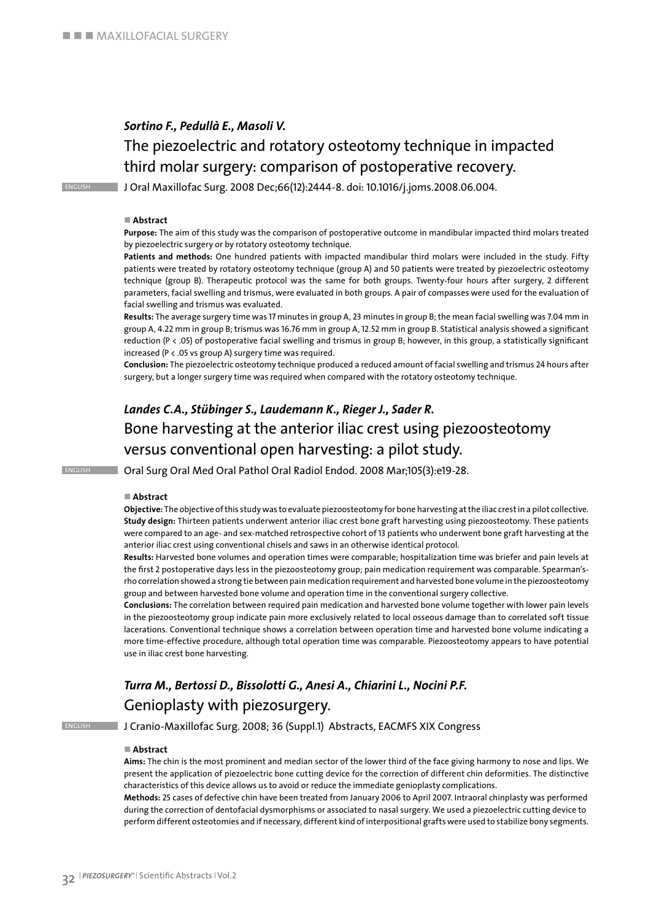*Sortino F., Pedullà E., Masoli V.*

## The piezoelectric and rotatory osteotomy technique in impacted third molar surgery: comparison of postoperative recovery.

ENGLISH J Oral Maxillofac Surg. 2008 Dec;66(12):2444-8. doi: 10.1016/j.joms.2008.06.004.

■ **Abstract**

**Purpose:** The aim of this study was the comparison of postoperative outcome in mandibular impacted third molars treated by piezoelectric surgery or by rotatory osteotomy technique.

**Patients and methods:** One hundred patients with impacted mandibular third molars were included in the study. Fifty patients were treated by rotatory osteotomy technique (group A) and 50 patients were treated by piezoelectric osteotomy technique (group B). Therapeutic protocol was the same for both groups. Twenty-four hours after surgery, 2 different parameters, facial swelling and trismus, were evaluated in both groups. A pair of compasses were used for the evaluation of facial swelling and trismus was evaluated.

**Results:** The average surgery time was 17 minutes in group A, 23 minutes in group B; the mean facial swelling was 7.04 mm in group A, 4.22 mm in group B; trismus was 16.76 mm in group A, 12.52 mm in group B. Statistical analysis showed a significant reduction ($P < .05$) of postoperative facial swelling and trismus in group B; however, in this group, a statistically significant increased ($P < .05$ vs group A) surgery time was required.

**Conclusion:** The piezoelectric osteotomy technique produced a reduced amount of facial swelling and trismus 24 hours after surgery, but a longer surgery time was required when compared with the rotatory osteotomy technique.

*Landes C.A., Stübinger S., Laudemann K., Rieger J., Sader R.*

## Bone harvesting at the anterior iliac crest using piezoosteotomy versus conventional open harvesting: a pilot study.

ENGLISH Oral Surg Oral Med Oral Pathol Oral Radiol Endod. 2008 Mar;105(3):e19-28.

■ **Abstract**

**Objective:** The objective of this study was to evaluate piezoosteotomy for bone harvesting at the iliac crest in a pilot collective.

**Study design:** Thirteen patients underwent anterior iliac crest bone graft harvesting using piezoosteotomy. These patients were compared to an age- and sex-matched retrospective cohort of 13 patients who underwent bone graft harvesting at the anterior iliac crest using conventional chisels and saws in an otherwise identical protocol.

**Results:** Harvested bone volumes and operation times were comparable; hospitalization time was briefer and pain levels at the first 2 postoperative days less in the piezoosteotomy group; pain medication requirement was comparable. Spearman's-rho correlation showed a strong tie between pain medication requirement and harvested bone volume in the piezoosteotomy group and between harvested bone volume and operation time in the conventional surgery collective.

**Conclusions:** The correlation between required pain medication and harvested bone volume together with lower pain levels in the piezoosteotomy group indicate pain more exclusively related to local osseous damage than to correlated soft tissue lacerations. Conventional technique shows a correlation between operation time and harvested bone volume indicating a more time-effective procedure, although total operation time was comparable. Piezoosteotomy appears to have potential use in iliac crest bone harvesting.

*Turra M., Bertossi D., Bissolotti G., Anesi A., Chiarini L., Nocini P.F.*

## Genioplasty with piezosurgery.

ENGLISH J Cranio-Maxillofac Surg. 2008; 36 (Suppl.1) Abstracts, EACMFS XIX Congress

■ **Abstract**

**Aims:** The chin is the most prominent and median sector of the lower third of the face giving harmony to nose and lips. We present the application of piezoelectric bone cutting device for the correction of different chin deformities. The distinctive characteristics of this device allows us to avoid or reduce the immediate genioplasty complications.

**Methods:** 25 cases of defective chin have been treated from January 2006 to April 2007. Intraoral chinplasty was performed during the correction of dentofacial dysmorphisms or associated to nasal surgery. We used a piezoelectric cutting device to perform different osteotomies and if necessary, different kind of interpositional grafts were used to stabilize bony segments.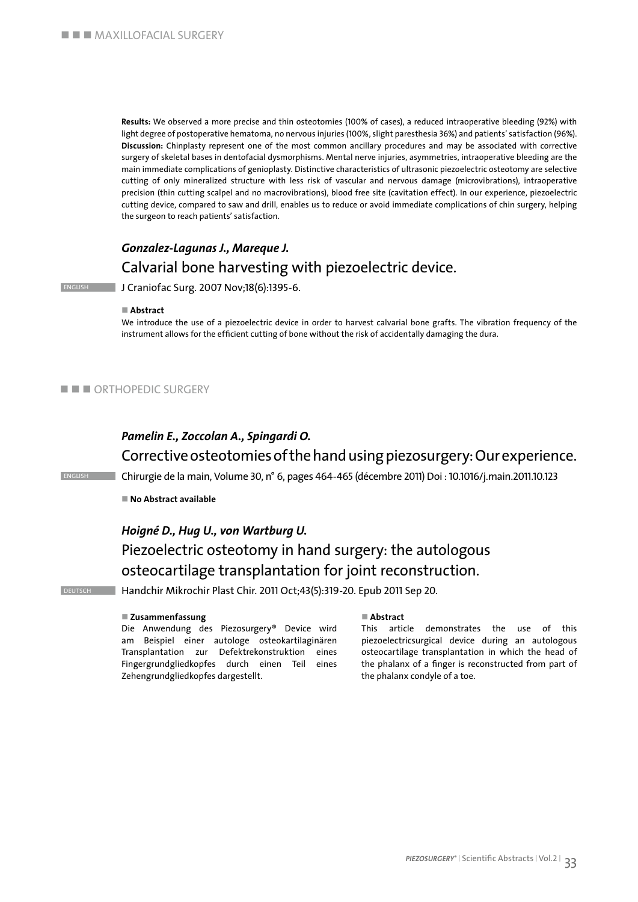## MAXILLOFACIAL SURGERY

**Results:** We observed a more precise and thin osteotomies (100% of cases), a reduced intraoperative bleeding (92%) with light degree of postoperative hematoma, no nervous injuries (100%, slight paresthesia 36%) and patients' satisfaction (96%). **Discussion:** Chinplasty represent one of the most common ancillary procedures and may be associated with corrective surgery of skeletal bases in dentofacial dysmorphisms. Mental nerve injuries, asymmetries, intraoperative bleeding are the main immediate complications of genioplasty. Distinctive characteristics of ultrasonic piezoelectric osteotomy are selective cutting of only mineralized structure with less risk of vascular and nervous damage (microvibrations), intraoperative precision (thin cutting scalpel and no macrovibrations), blood free site (cavitation effect). In our experience, piezoelectric cutting device, compared to saw and drill, enables us to reduce or avoid immediate complications of chin surgery, helping the surgeon to reach patients' satisfaction.

***Gonzalez-Lagunas J., Mareque J.***

### Calvarial bone harvesting with piezoelectric device.

ENGLISH

J Craniofac Surg. 2007 Nov;18(6):1395-6.

**Abstract**

We introduce the use of a piezoelectric device in order to harvest calvarial bone grafts. The vibration frequency of the instrument allows for the efficient cutting of bone without the risk of accidentally damaging the dura.

## ORTHOPEDIC SURGERY

***Pamelin E., Zoccolan A., Spingardi O.***

### Corrective osteotomies of the hand using piezosurgery: Our experience.

ENGLISH

Chirurgie de la main, Volume 30, n° 6, pages 464-465 (décembre 2011) Doi : 10.1016/j.main.2011.10.123

**No Abstract available**

***Hoigné D., Hug U., von Wartburg U.***

### Piezoelectric osteotomy in hand surgery: the autologous osteocartilage transplantation for joint reconstruction.

DEUTSCH

Handchir Mikrochir Plast Chir. 2011 Oct;43(5):319-20. Epub 2011 Sep 20.

**Zusammenfassung**

Die Anwendung des Piezosurgery® Device wird am Beispiel einer autologe osteokartilaginären Transplantation zur Defektrekonstruktion eines Fingergrundgliedkopfes durch einen Teil eines Zehengrundgliedkopfes dargestellt.

**Abstract**

This article demonstrates the use of this piezoelectricsurgical device during an autologous osteocartilage transplantation in which the head of the phalanx of a finger is reconstructed from part of the phalanx condyle of a toe.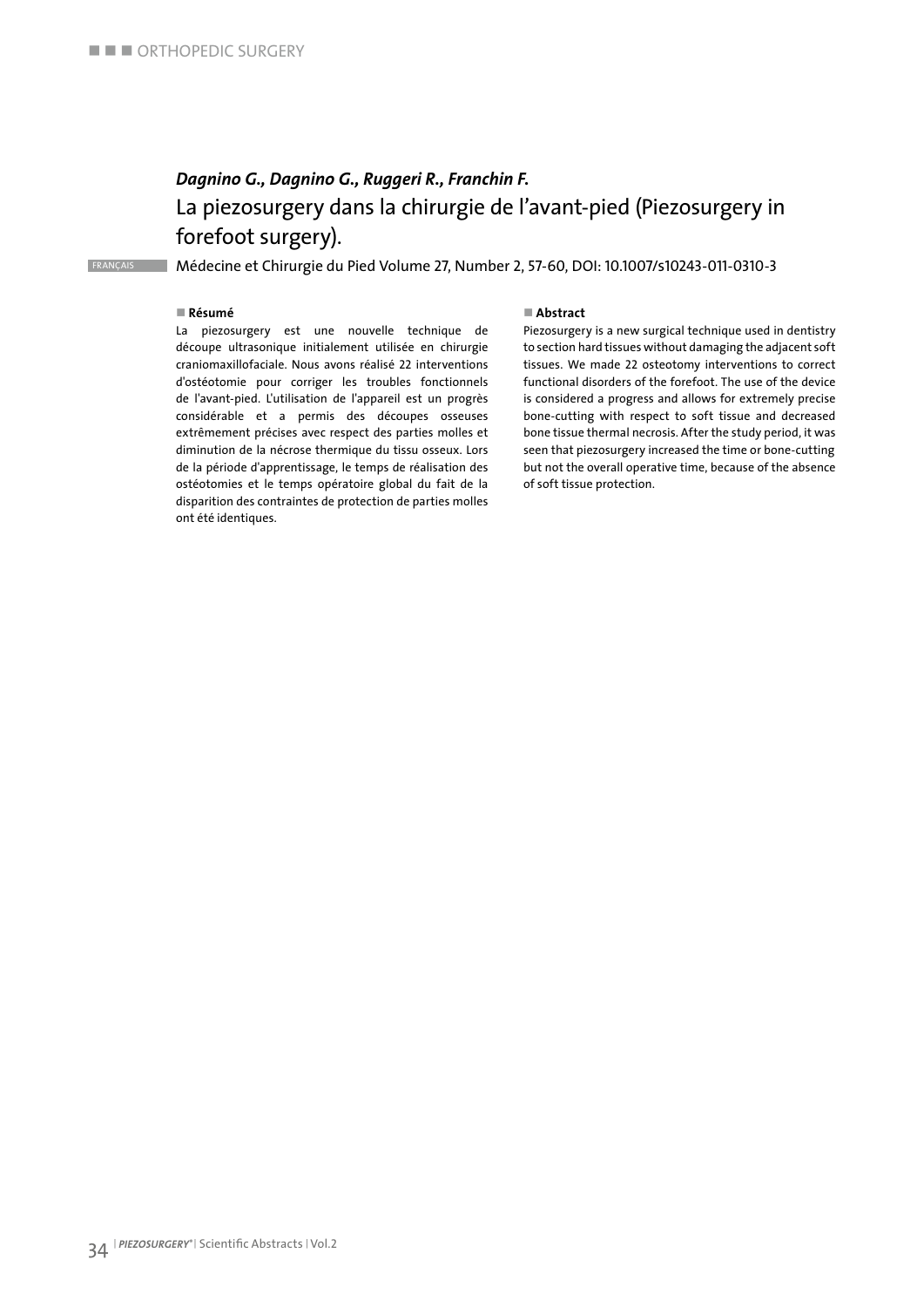***Dagnino G., Dagnino G., Ruggeri R., Franchin F.***

## La piezosurgery dans la chirurgie de l'avant-pied (Piezosurgery in forefoot surgery).

FRANÇAIS

Médecine et Chirurgie du Pied Volume 27, Number 2, 57-60, DOI: 10.1007/s10243-011-0310-3

### Résumé

La piezosurgery est une nouvelle technique de découpe ultrasonique initialement utilisée en chirurgie craniomaxillofaciale. Nous avons réalisé 22 interventions d'ostéotomie pour corriger les troubles fonctionnels de l'avant-pied. L'utilisation de l'appareil est un progrès considérable et a permis des découpes osseuses extrêmement précises avec respect des parties molles et diminution de la nécrose thermique du tissu osseux. Lors de la période d'apprentissage, le temps de réalisation des ostéotomies et le temps opératoire global du fait de la disparition des contraintes de protection de parties molles ont été identiques.

### Abstract

Piezosurgery is a new surgical technique used in dentistry to section hard tissues without damaging the adjacent soft tissues. We made 22 osteotomy interventions to correct functional disorders of the forefoot. The use of the device is considered a progress and allows for extremely precise bone-cutting with respect to soft tissue and decreased bone tissue thermal necrosis. After the study period, it was seen that piezosurgery increased the time or bone-cutting but not the overall operative time, because of the absence of soft tissue protection.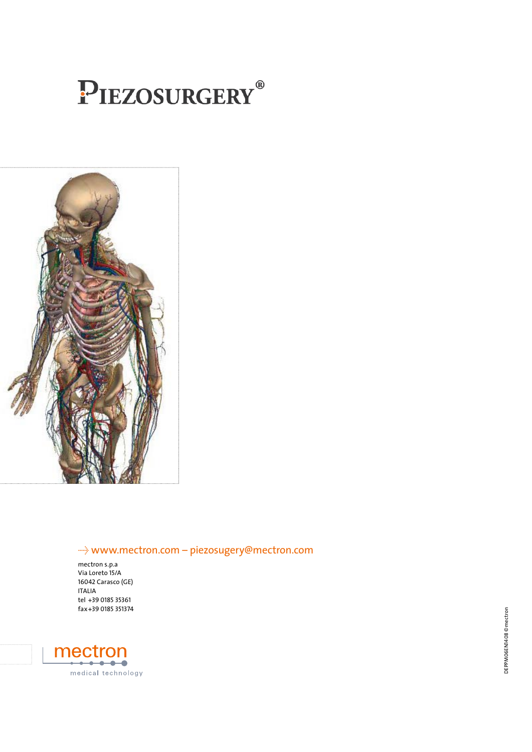# PIEZOSURGERY®

www.mectron.com – piezosugery@mectron.com

mectron s.p.a
Via Loreto 15/A
16042 Carasco (GE)
ITALIA
tel +39 0185 35361
fax+39 0185 351374

mectron
medical technology

DEPPM06ENI408 ©mectron